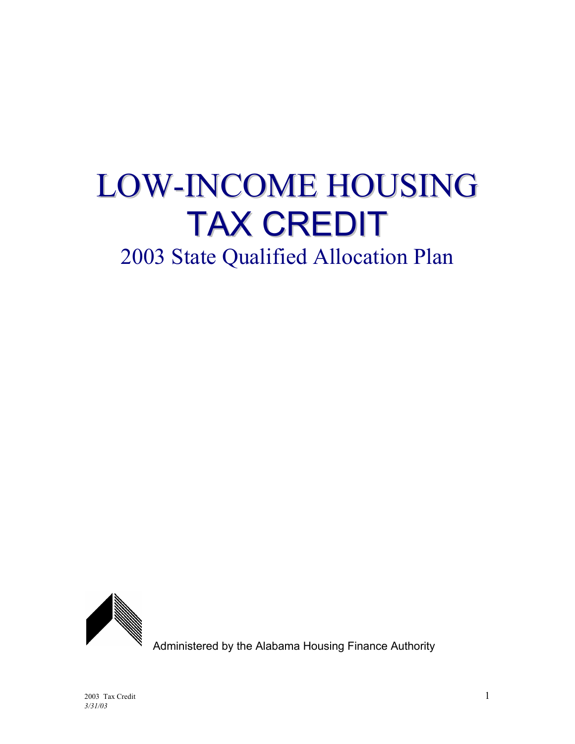# LOW-INCOME HOUSING TAX CREDIT

## 2003 State Qualified Allocation Plan

Administered by the Alabama Housing Finance Authority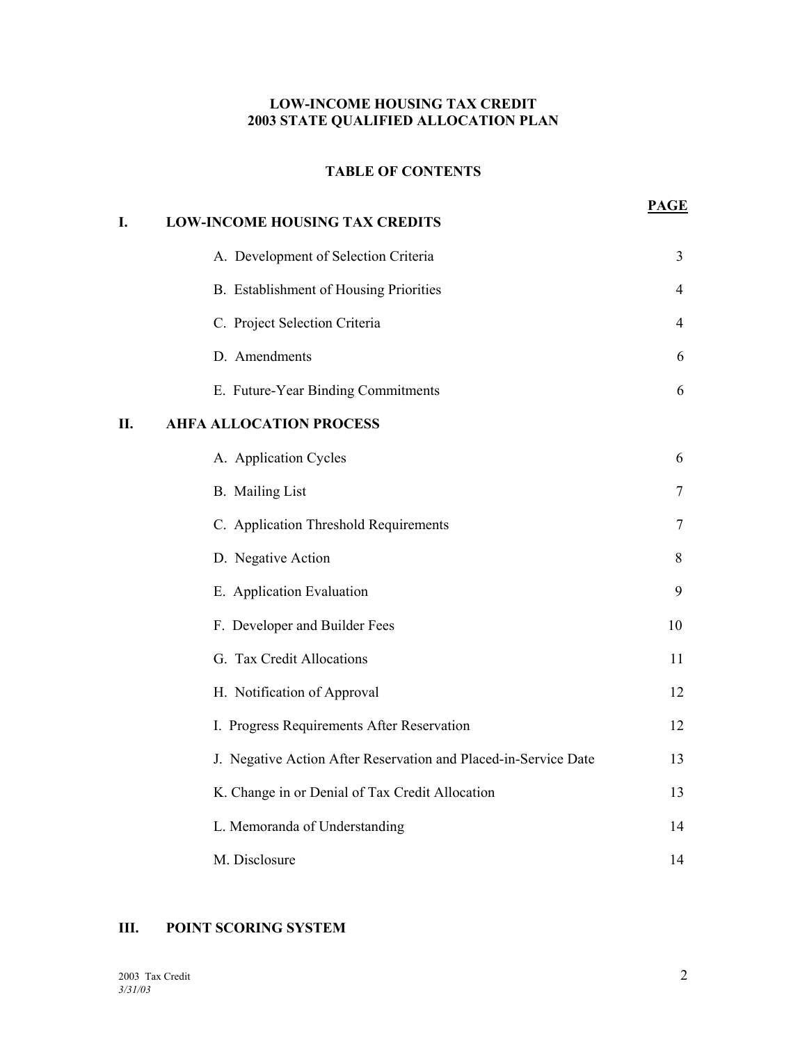**LOW-INCOME HOUSING TAX CREDIT**
**2003 STATE QUALIFIED ALLOCATION PLAN**

**TABLE OF CONTENTS**

| | | PAGE |
|---|---|---|
| **I.** | **LOW-INCOME HOUSING TAX CREDITS** | |
| | A. Development of Selection Criteria | 3 |
| | B. Establishment of Housing Priorities | 4 |
| | C. Project Selection Criteria | 4 |
| | D. Amendments | 6 |
| | E. Future-Year Binding Commitments | 6 |
| **II.** | **AHFA ALLOCATION PROCESS** | |
| | A. Application Cycles | 6 |
| | B. Mailing List | 7 |
| | C. Application Threshold Requirements | 7 |
| | D. Negative Action | 8 |
| | E. Application Evaluation | 9 |
| | F. Developer and Builder Fees | 10 |
| | G. Tax Credit Allocations | 11 |
| | H. Notification of Approval | 12 |
| | I. Progress Requirements After Reservation | 12 |
| | J. Negative Action After Reservation and Placed-in-Service Date | 13 |
| | K. Change in or Denial of Tax Credit Allocation | 13 |
| | L. Memoranda of Understanding | 14 |
| | M. Disclosure | 14 |
| **III.** | **POINT SCORING SYSTEM** | |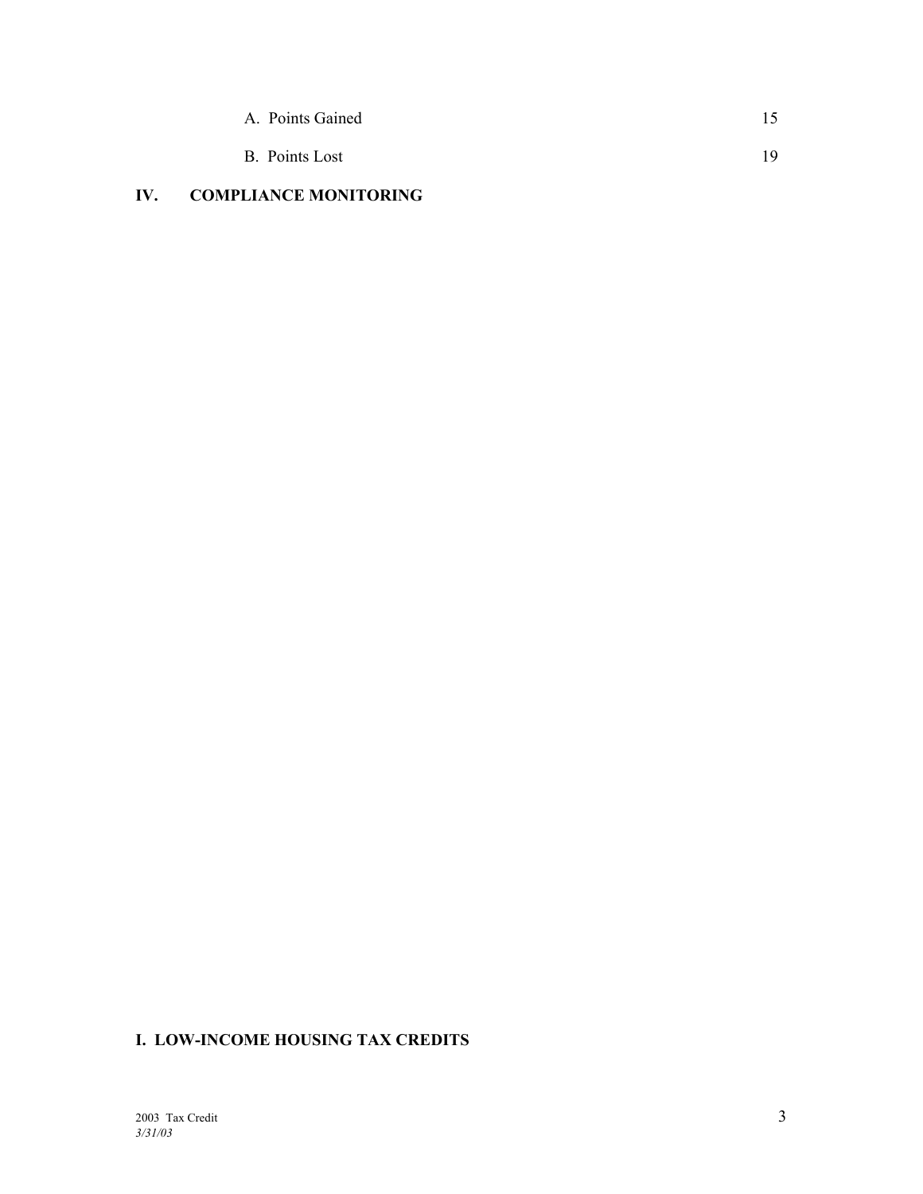A. Points Gained 15

B. Points Lost 19

**IV. COMPLIANCE MONITORING**

## I. LOW-INCOME HOUSING TAX CREDITS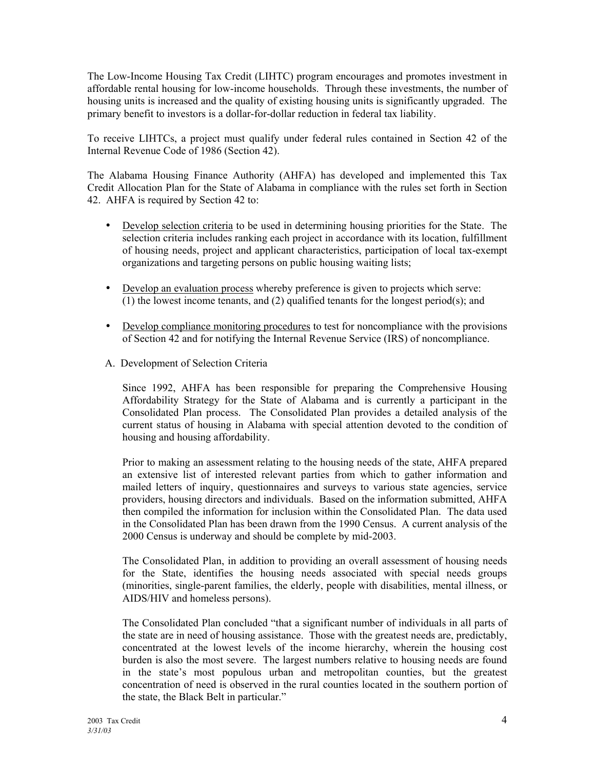The Low-Income Housing Tax Credit (LIHTC) program encourages and promotes investment in affordable rental housing for low-income households. Through these investments, the number of housing units is increased and the quality of existing housing units is significantly upgraded. The primary benefit to investors is a dollar-for-dollar reduction in federal tax liability.

To receive LIHTCs, a project must qualify under federal rules contained in Section 42 of the Internal Revenue Code of 1986 (Section 42).

The Alabama Housing Finance Authority (AHFA) has developed and implemented this Tax Credit Allocation Plan for the State of Alabama in compliance with the rules set forth in Section 42. AHFA is required by Section 42 to:

- Develop selection criteria to be used in determining housing priorities for the State. The selection criteria includes ranking each project in accordance with its location, fulfillment of housing needs, project and applicant characteristics, participation of local tax-exempt organizations and targeting persons on public housing waiting lists;

- Develop an evaluation process whereby preference is given to projects which serve: (1) the lowest income tenants, and (2) qualified tenants for the longest period(s); and

- Develop compliance monitoring procedures to test for noncompliance with the provisions of Section 42 and for notifying the Internal Revenue Service (IRS) of noncompliance.

A. Development of Selection Criteria

Since 1992, AHFA has been responsible for preparing the Comprehensive Housing Affordability Strategy for the State of Alabama and is currently a participant in the Consolidated Plan process. The Consolidated Plan provides a detailed analysis of the current status of housing in Alabama with special attention devoted to the condition of housing and housing affordability.

Prior to making an assessment relating to the housing needs of the state, AHFA prepared an extensive list of interested relevant parties from which to gather information and mailed letters of inquiry, questionnaires and surveys to various state agencies, service providers, housing directors and individuals. Based on the information submitted, AHFA then compiled the information for inclusion within the Consolidated Plan. The data used in the Consolidated Plan has been drawn from the 1990 Census. A current analysis of the 2000 Census is underway and should be complete by mid-2003.

The Consolidated Plan, in addition to providing an overall assessment of housing needs for the State, identifies the housing needs associated with special needs groups (minorities, single-parent families, the elderly, people with disabilities, mental illness, or AIDS/HIV and homeless persons).

The Consolidated Plan concluded "that a significant number of individuals in all parts of the state are in need of housing assistance. Those with the greatest needs are, predictably, concentrated at the lowest levels of the income hierarchy, wherein the housing cost burden is also the most severe. The largest numbers relative to housing needs are found in the state's most populous urban and metropolitan counties, but the greatest concentration of need is observed in the rural counties located in the southern portion of the state, the Black Belt in particular."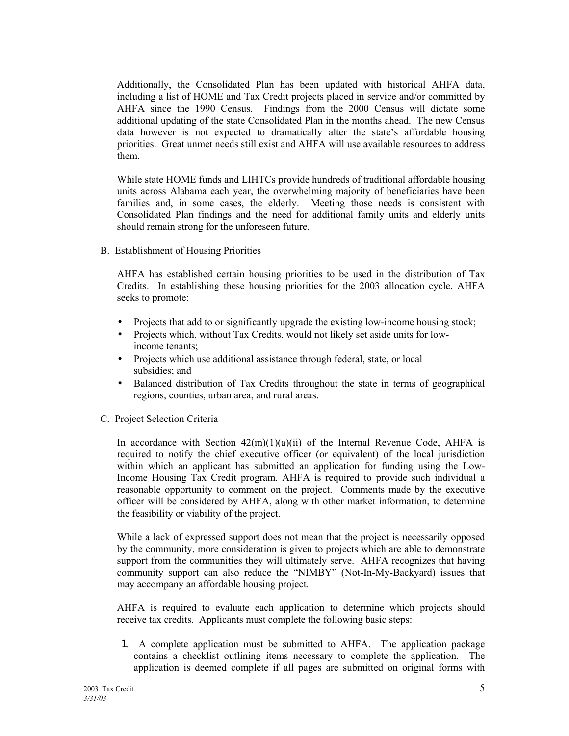Additionally, the Consolidated Plan has been updated with historical AHFA data, including a list of HOME and Tax Credit projects placed in service and/or committed by AHFA since the 1990 Census. Findings from the 2000 Census will dictate some additional updating of the state Consolidated Plan in the months ahead. The new Census data however is not expected to dramatically alter the state's affordable housing priorities. Great unmet needs still exist and AHFA will use available resources to address them.

While state HOME funds and LIHTCs provide hundreds of traditional affordable housing units across Alabama each year, the overwhelming majority of beneficiaries have been families and, in some cases, the elderly. Meeting those needs is consistent with Consolidated Plan findings and the need for additional family units and elderly units should remain strong for the unforeseen future.

B. Establishment of Housing Priorities

AHFA has established certain housing priorities to be used in the distribution of Tax Credits. In establishing these housing priorities for the 2003 allocation cycle, AHFA seeks to promote:

- Projects that add to or significantly upgrade the existing low-income housing stock;
- Projects which, without Tax Credits, would not likely set aside units for low-income tenants;
- Projects which use additional assistance through federal, state, or local subsidies; and
- Balanced distribution of Tax Credits throughout the state in terms of geographical regions, counties, urban area, and rural areas.

C. Project Selection Criteria

In accordance with Section 42(m)(1)(a)(ii) of the Internal Revenue Code, AHFA is required to notify the chief executive officer (or equivalent) of the local jurisdiction within which an applicant has submitted an application for funding using the Low-Income Housing Tax Credit program. AHFA is required to provide such individual a reasonable opportunity to comment on the project. Comments made by the executive officer will be considered by AHFA, along with other market information, to determine the feasibility or viability of the project.

While a lack of expressed support does not mean that the project is necessarily opposed by the community, more consideration is given to projects which are able to demonstrate support from the communities they will ultimately serve. AHFA recognizes that having community support can also reduce the "NIMBY" (Not-In-My-Backyard) issues that may accompany an affordable housing project.

AHFA is required to evaluate each application to determine which projects should receive tax credits. Applicants must complete the following basic steps:

1. A complete application must be submitted to AHFA. The application package contains a checklist outlining items necessary to complete the application. The application is deemed complete if all pages are submitted on original forms with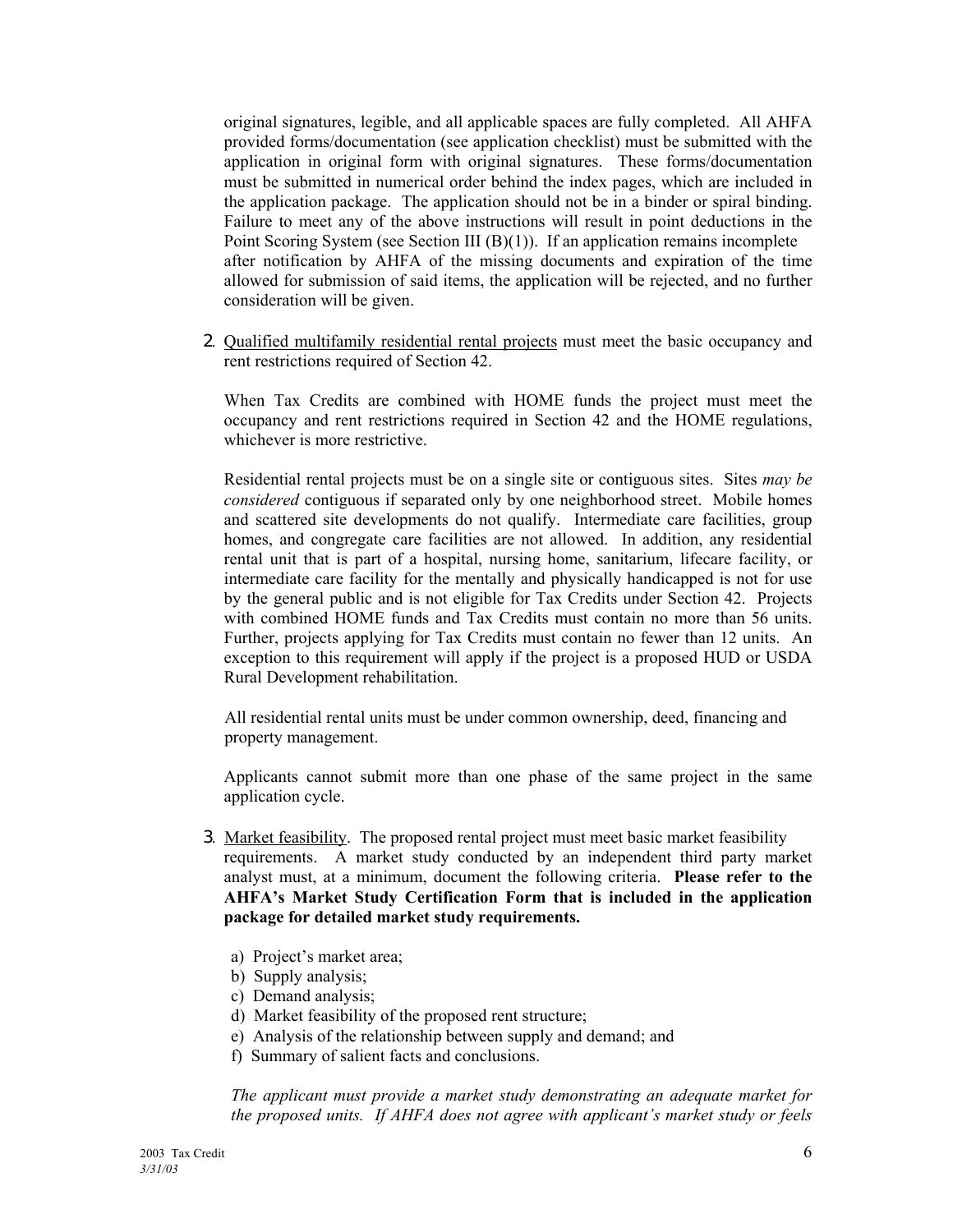original signatures, legible, and all applicable spaces are fully completed. All AHFA provided forms/documentation (see application checklist) must be submitted with the application in original form with original signatures. These forms/documentation must be submitted in numerical order behind the index pages, which are included in the application package. The application should not be in a binder or spiral binding. Failure to meet any of the above instructions will result in point deductions in the Point Scoring System (see Section III (B)(1)). If an application remains incomplete after notification by AHFA of the missing documents and expiration of the time allowed for submission of said items, the application will be rejected, and no further consideration will be given.

2. Qualified multifamily residential rental projects must meet the basic occupancy and rent restrictions required of Section 42.

   When Tax Credits are combined with HOME funds the project must meet the occupancy and rent restrictions required in Section 42 and the HOME regulations, whichever is more restrictive.

   Residential rental projects must be on a single site or contiguous sites. Sites *may be considered* contiguous if separated only by one neighborhood street. Mobile homes and scattered site developments do not qualify. Intermediate care facilities, group homes, and congregate care facilities are not allowed. In addition, any residential rental unit that is part of a hospital, nursing home, sanitarium, lifecare facility, or intermediate care facility for the mentally and physically handicapped is not for use by the general public and is not eligible for Tax Credits under Section 42. Projects with combined HOME funds and Tax Credits must contain no more than 56 units. Further, projects applying for Tax Credits must contain no fewer than 12 units. An exception to this requirement will apply if the project is a proposed HUD or USDA Rural Development rehabilitation.

   All residential rental units must be under common ownership, deed, financing and property management.

   Applicants cannot submit more than one phase of the same project in the same application cycle.

3. Market feasibility. The proposed rental project must meet basic market feasibility requirements. A market study conducted by an independent third party market analyst must, at a minimum, document the following criteria. **Please refer to the AHFA's Market Study Certification Form that is included in the application package for detailed market study requirements.**

   a) Project's market area;
   b) Supply analysis;
   c) Demand analysis;
   d) Market feasibility of the proposed rent structure;
   e) Analysis of the relationship between supply and demand; and
   f) Summary of salient facts and conclusions.

   *The applicant must provide a market study demonstrating an adequate market for the proposed units. If AHFA does not agree with applicant's market study or feels*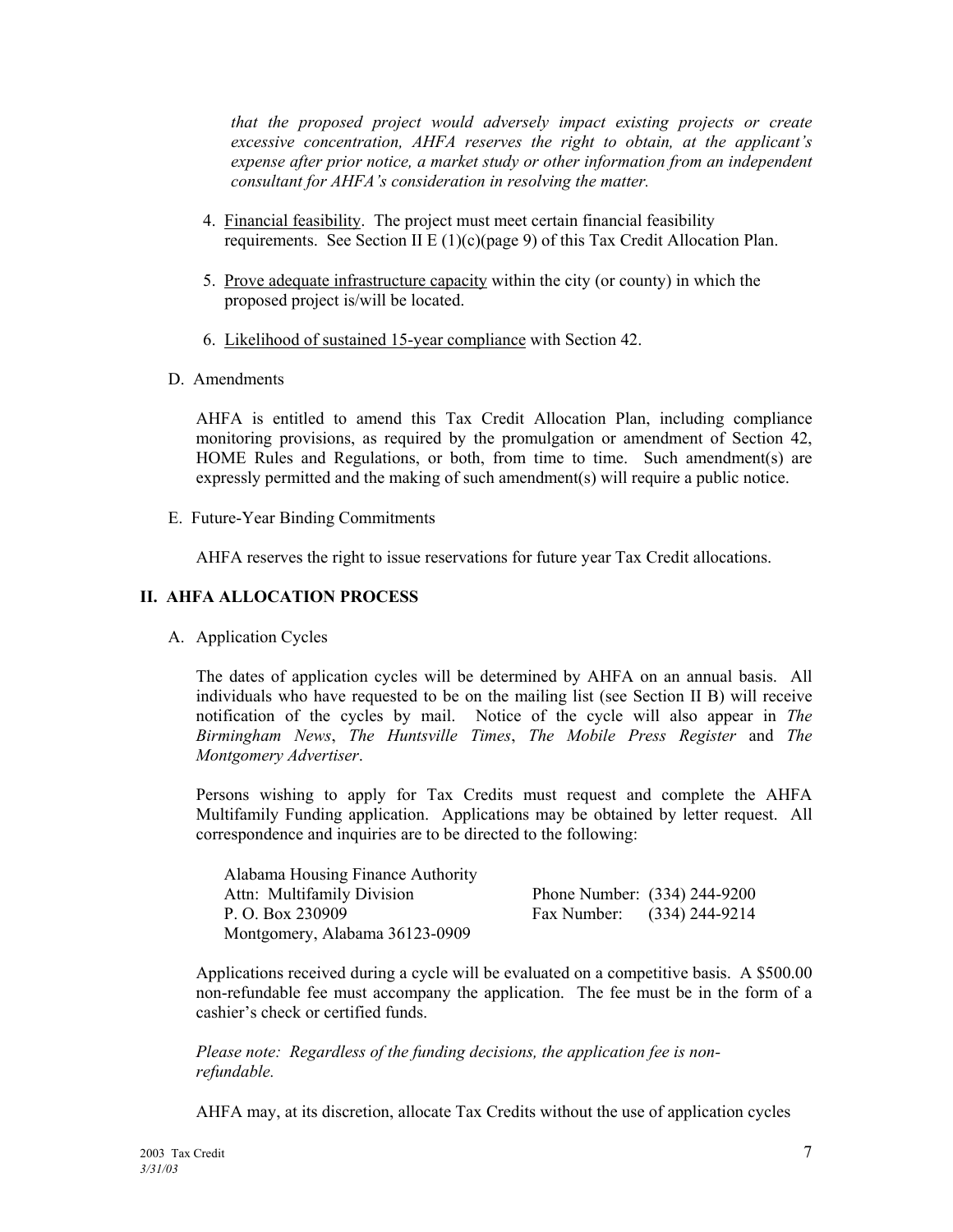*that the proposed project would adversely impact existing projects or create excessive concentration, AHFA reserves the right to obtain, at the applicant's expense after prior notice, a market study or other information from an independent consultant for AHFA's consideration in resolving the matter.*

4. Financial feasibility. The project must meet certain financial feasibility requirements. See Section II E (1)(c)(page 9) of this Tax Credit Allocation Plan.

5. Prove adequate infrastructure capacity within the city (or county) in which the proposed project is/will be located.

6. Likelihood of sustained 15-year compliance with Section 42.

D. Amendments

AHFA is entitled to amend this Tax Credit Allocation Plan, including compliance monitoring provisions, as required by the promulgation or amendment of Section 42, HOME Rules and Regulations, or both, from time to time. Such amendment(s) are expressly permitted and the making of such amendment(s) will require a public notice.

E. Future-Year Binding Commitments

AHFA reserves the right to issue reservations for future year Tax Credit allocations.

## II. AHFA ALLOCATION PROCESS

A. Application Cycles

The dates of application cycles will be determined by AHFA on an annual basis. All individuals who have requested to be on the mailing list (see Section II B) will receive notification of the cycles by mail. Notice of the cycle will also appear in *The Birmingham News*, *The Huntsville Times*, *The Mobile Press Register* and *The Montgomery Advertiser*.

Persons wishing to apply for Tax Credits must request and complete the AHFA Multifamily Funding application. Applications may be obtained by letter request. All correspondence and inquiries are to be directed to the following:

Alabama Housing Finance Authority
Attn: Multifamily Division
P. O. Box 230909
Montgomery, Alabama 36123-0909

Phone Number: (334) 244-9200
Fax Number: (334) 244-9214

Applications received during a cycle will be evaluated on a competitive basis. A $500.00 non-refundable fee must accompany the application. The fee must be in the form of a cashier's check or certified funds.

*Please note: Regardless of the funding decisions, the application fee is non-refundable.*

AHFA may, at its discretion, allocate Tax Credits without the use of application cycles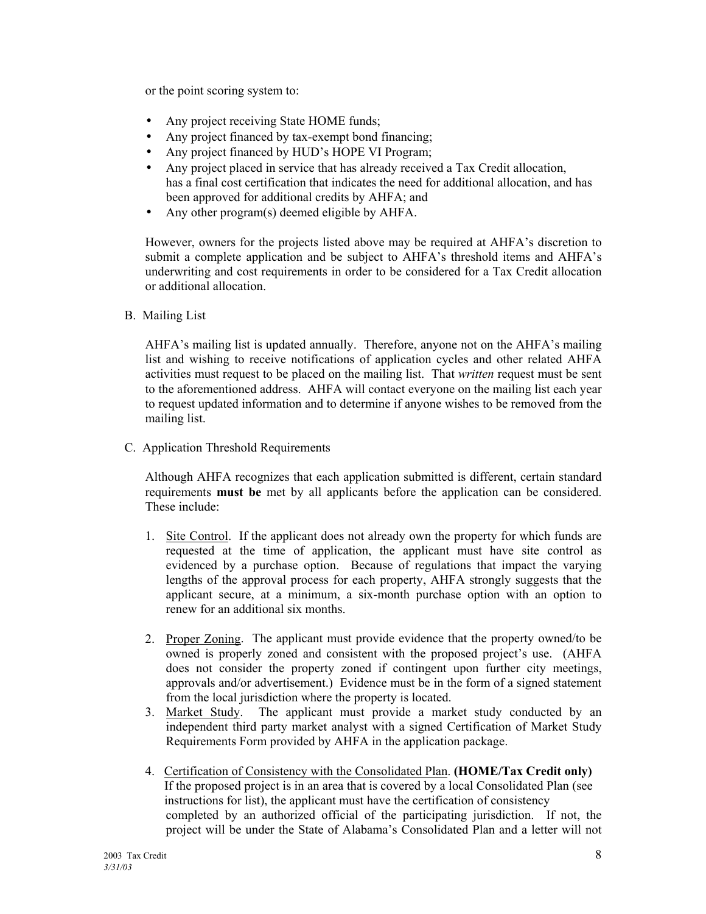or the point scoring system to:

- Any project receiving State HOME funds;
- Any project financed by tax-exempt bond financing;
- Any project financed by HUD's HOPE VI Program;
- Any project placed in service that has already received a Tax Credit allocation, has a final cost certification that indicates the need for additional allocation, and has been approved for additional credits by AHFA; and
- Any other program(s) deemed eligible by AHFA.

However, owners for the projects listed above may be required at AHFA's discretion to submit a complete application and be subject to AHFA's threshold items and AHFA's underwriting and cost requirements in order to be considered for a Tax Credit allocation or additional allocation.

B. Mailing List

AHFA's mailing list is updated annually. Therefore, anyone not on the AHFA's mailing list and wishing to receive notifications of application cycles and other related AHFA activities must request to be placed on the mailing list. That *written* request must be sent to the aforementioned address. AHFA will contact everyone on the mailing list each year to request updated information and to determine if anyone wishes to be removed from the mailing list.

C. Application Threshold Requirements

Although AHFA recognizes that each application submitted is different, certain standard requirements **must be** met by all applicants before the application can be considered. These include:

1. Site Control. If the applicant does not already own the property for which funds are requested at the time of application, the applicant must have site control as evidenced by a purchase option. Because of regulations that impact the varying lengths of the approval process for each property, AHFA strongly suggests that the applicant secure, at a minimum, a six-month purchase option with an option to renew for an additional six months.

2. Proper Zoning. The applicant must provide evidence that the property owned/to be owned is properly zoned and consistent with the proposed project's use. (AHFA does not consider the property zoned if contingent upon further city meetings, approvals and/or advertisement.) Evidence must be in the form of a signed statement from the local jurisdiction where the property is located.
3. Market Study. The applicant must provide a market study conducted by an independent third party market analyst with a signed Certification of Market Study Requirements Form provided by AHFA in the application package.

4. Certification of Consistency with the Consolidated Plan. **(HOME/Tax Credit only)** If the proposed project is in an area that is covered by a local Consolidated Plan (see instructions for list), the applicant must have the certification of consistency completed by an authorized official of the participating jurisdiction. If not, the project will be under the State of Alabama's Consolidated Plan and a letter will not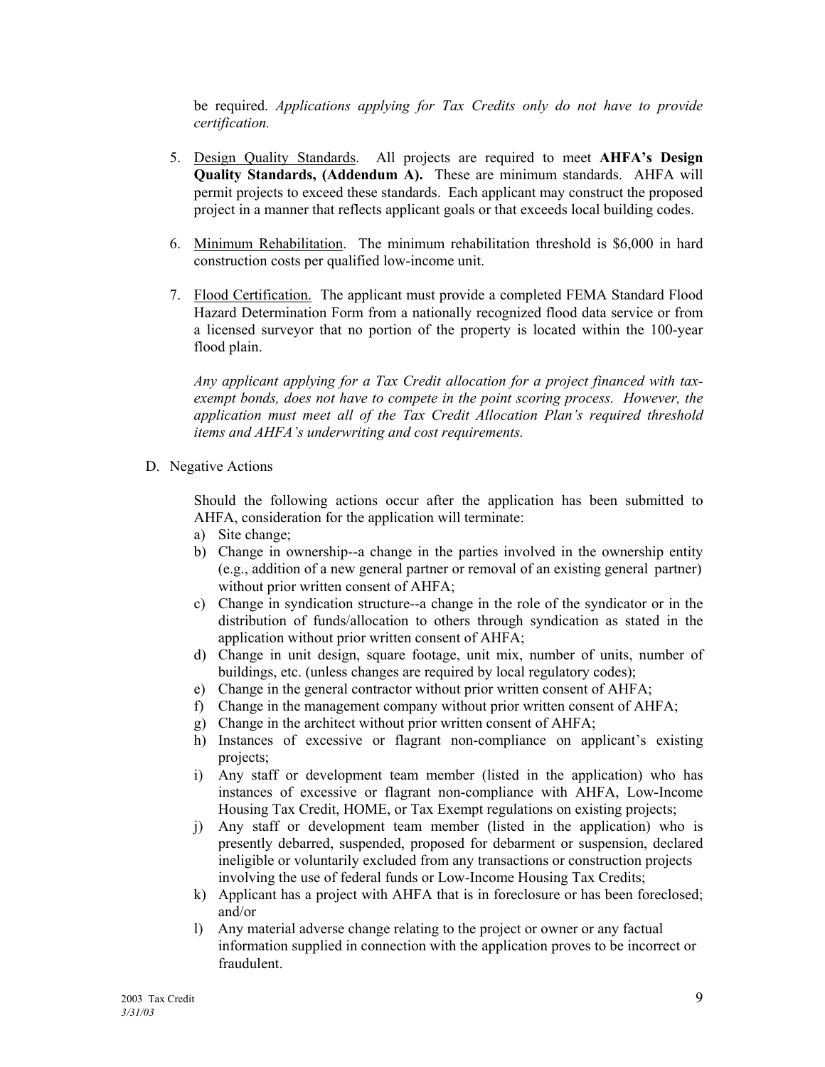be required. *Applications applying for Tax Credits only do not have to provide certification.*

5. Design Quality Standards. All projects are required to meet **AHFA's Design Quality Standards, (Addendum A).** These are minimum standards. AHFA will permit projects to exceed these standards. Each applicant may construct the proposed project in a manner that reflects applicant goals or that exceeds local building codes.

6. Minimum Rehabilitation. The minimum rehabilitation threshold is $6,000 in hard construction costs per qualified low-income unit.

7. Flood Certification. The applicant must provide a completed FEMA Standard Flood Hazard Determination Form from a nationally recognized flood data service or from a licensed surveyor that no portion of the property is located within the 100-year flood plain.

   *Any applicant applying for a Tax Credit allocation for a project financed with tax-exempt bonds, does not have to compete in the point scoring process. However, the application must meet all of the Tax Credit Allocation Plan's required threshold items and AHFA's underwriting and cost requirements.*

D. Negative Actions

Should the following actions occur after the application has been submitted to AHFA, consideration for the application will terminate:

a) Site change;
b) Change in ownership--a change in the parties involved in the ownership entity (e.g., addition of a new general partner or removal of an existing general partner) without prior written consent of AHFA;
c) Change in syndication structure--a change in the role of the syndicator or in the distribution of funds/allocation to others through syndication as stated in the application without prior written consent of AHFA;
d) Change in unit design, square footage, unit mix, number of units, number of buildings, etc. (unless changes are required by local regulatory codes);
e) Change in the general contractor without prior written consent of AHFA;
f) Change in the management company without prior written consent of AHFA;
g) Change in the architect without prior written consent of AHFA;
h) Instances of excessive or flagrant non-compliance on applicant's existing projects;
i) Any staff or development team member (listed in the application) who has instances of excessive or flagrant non-compliance with AHFA, Low-Income Housing Tax Credit, HOME, or Tax Exempt regulations on existing projects;
j) Any staff or development team member (listed in the application) who is presently debarred, suspended, proposed for debarment or suspension, declared ineligible or voluntarily excluded from any transactions or construction projects involving the use of federal funds or Low-Income Housing Tax Credits;
k) Applicant has a project with AHFA that is in foreclosure or has been foreclosed; and/or
l) Any material adverse change relating to the project or owner or any factual information supplied in connection with the application proves to be incorrect or fraudulent.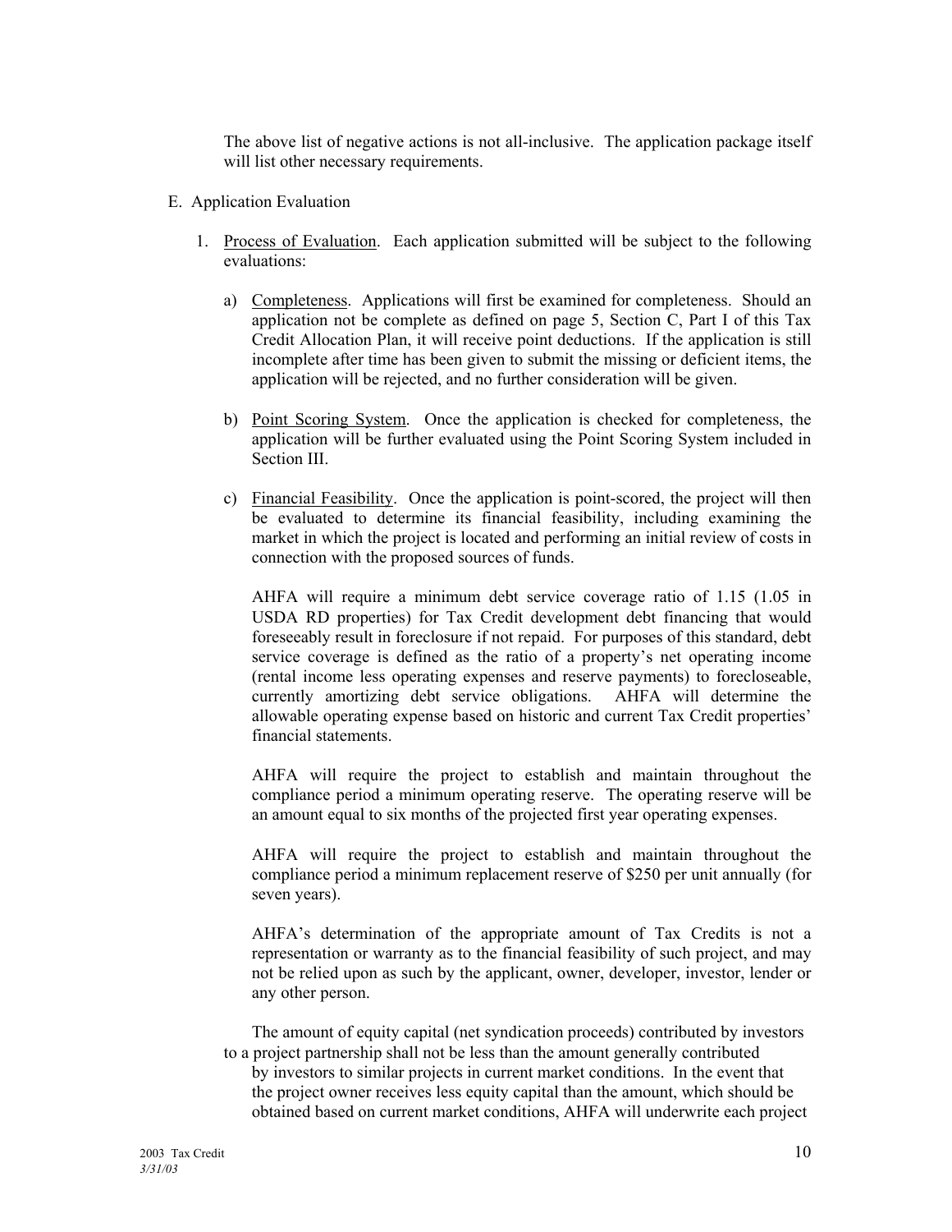The above list of negative actions is not all-inclusive. The application package itself will list other necessary requirements.

E. Application Evaluation

1. Process of Evaluation. Each application submitted will be subject to the following evaluations:

   a) Completeness. Applications will first be examined for completeness. Should an application not be complete as defined on page 5, Section C, Part I of this Tax Credit Allocation Plan, it will receive point deductions. If the application is still incomplete after time has been given to submit the missing or deficient items, the application will be rejected, and no further consideration will be given.

   b) Point Scoring System. Once the application is checked for completeness, the application will be further evaluated using the Point Scoring System included in Section III.

   c) Financial Feasibility. Once the application is point-scored, the project will then be evaluated to determine its financial feasibility, including examining the market in which the project is located and performing an initial review of costs in connection with the proposed sources of funds.

      AHFA will require a minimum debt service coverage ratio of 1.15 (1.05 in USDA RD properties) for Tax Credit development debt financing that would foreseeably result in foreclosure if not repaid. For purposes of this standard, debt service coverage is defined as the ratio of a property's net operating income (rental income less operating expenses and reserve payments) to forecloseable, currently amortizing debt service obligations. AHFA will determine the allowable operating expense based on historic and current Tax Credit properties' financial statements.

      AHFA will require the project to establish and maintain throughout the compliance period a minimum operating reserve. The operating reserve will be an amount equal to six months of the projected first year operating expenses.

      AHFA will require the project to establish and maintain throughout the compliance period a minimum replacement reserve of $250 per unit annually (for seven years).

      AHFA's determination of the appropriate amount of Tax Credits is not a representation or warranty as to the financial feasibility of such project, and may not be relied upon as such by the applicant, owner, developer, investor, lender or any other person.

      The amount of equity capital (net syndication proceeds) contributed by investors to a project partnership shall not be less than the amount generally contributed by investors to similar projects in current market conditions. In the event that the project owner receives less equity capital than the amount, which should be obtained based on current market conditions, AHFA will underwrite each project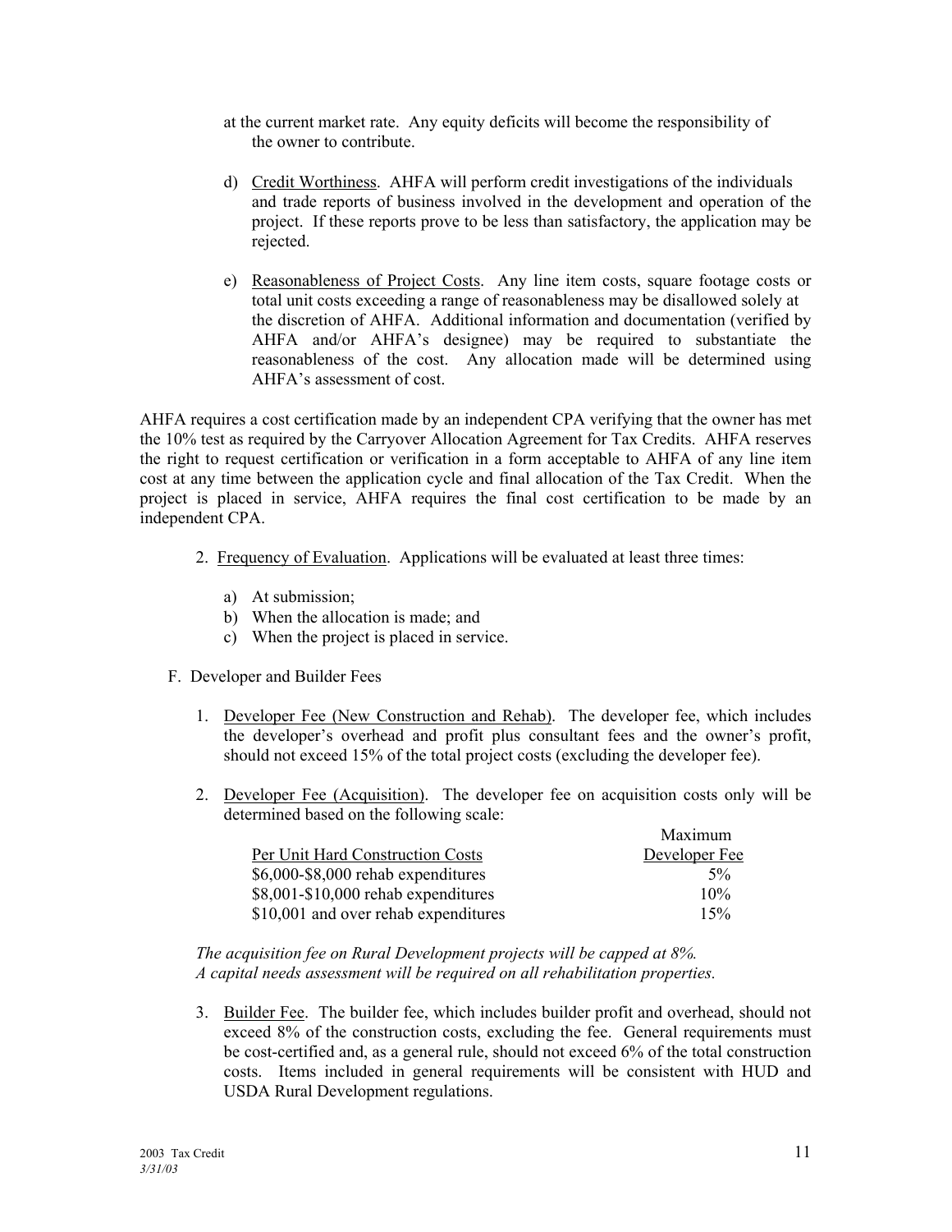at the current market rate. Any equity deficits will become the responsibility of the owner to contribute.

d) Credit Worthiness. AHFA will perform credit investigations of the individuals and trade reports of business involved in the development and operation of the project. If these reports prove to be less than satisfactory, the application may be rejected.

e) Reasonableness of Project Costs. Any line item costs, square footage costs or total unit costs exceeding a range of reasonableness may be disallowed solely at the discretion of AHFA. Additional information and documentation (verified by AHFA and/or AHFA's designee) may be required to substantiate the reasonableness of the cost. Any allocation made will be determined using AHFA's assessment of cost.

AHFA requires a cost certification made by an independent CPA verifying that the owner has met the 10% test as required by the Carryover Allocation Agreement for Tax Credits. AHFA reserves the right to request certification or verification in a form acceptable to AHFA of any line item cost at any time between the application cycle and final allocation of the Tax Credit. When the project is placed in service, AHFA requires the final cost certification to be made by an independent CPA.

2. Frequency of Evaluation. Applications will be evaluated at least three times:

   a) At submission;
   b) When the allocation is made; and
   c) When the project is placed in service.

F. Developer and Builder Fees

1. Developer Fee (New Construction and Rehab). The developer fee, which includes the developer's overhead and profit plus consultant fees and the owner's profit, should not exceed 15% of the total project costs (excluding the developer fee).

2. Developer Fee (Acquisition). The developer fee on acquisition costs only will be determined based on the following scale:

| Per Unit Hard Construction Costs | Maximum Developer Fee |
|---|---|
| \$6,000-\$8,000 rehab expenditures | 5% |
| \$8,001-\$10,000 rehab expenditures | 10% |
| \$10,001 and over rehab expenditures | 15% |

*The acquisition fee on Rural Development projects will be capped at 8%.*
*A capital needs assessment will be required on all rehabilitation properties.*

3. Builder Fee. The builder fee, which includes builder profit and overhead, should not exceed 8% of the construction costs, excluding the fee. General requirements must be cost-certified and, as a general rule, should not exceed 6% of the total construction costs. Items included in general requirements will be consistent with HUD and USDA Rural Development regulations.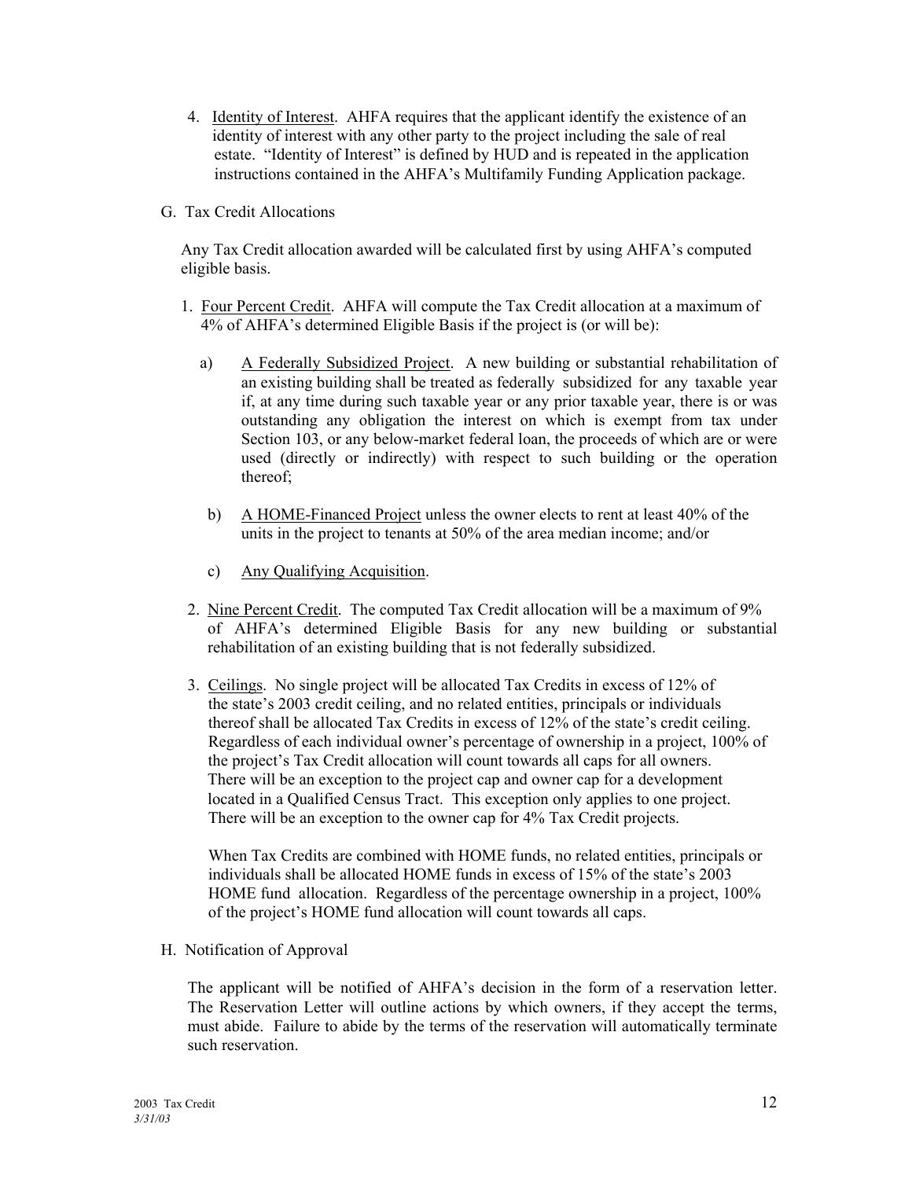4. Identity of Interest. AHFA requires that the applicant identify the existence of an identity of interest with any other party to the project including the sale of real estate. "Identity of Interest" is defined by HUD and is repeated in the application instructions contained in the AHFA's Multifamily Funding Application package.

G. Tax Credit Allocations

Any Tax Credit allocation awarded will be calculated first by using AHFA's computed eligible basis.

1. Four Percent Credit. AHFA will compute the Tax Credit allocation at a maximum of 4% of AHFA's determined Eligible Basis if the project is (or will be):

   a) A Federally Subsidized Project. A new building or substantial rehabilitation of an existing building shall be treated as federally subsidized for any taxable year if, at any time during such taxable year or any prior taxable year, there is or was outstanding any obligation the interest on which is exempt from tax under Section 103, or any below-market federal loan, the proceeds of which are or were used (directly or indirectly) with respect to such building or the operation thereof;

   b) A HOME-Financed Project unless the owner elects to rent at least 40% of the units in the project to tenants at 50% of the area median income; and/or

   c) Any Qualifying Acquisition.

2. Nine Percent Credit. The computed Tax Credit allocation will be a maximum of 9% of AHFA's determined Eligible Basis for any new building or substantial rehabilitation of an existing building that is not federally subsidized.

3. Ceilings. No single project will be allocated Tax Credits in excess of 12% of the state's 2003 credit ceiling, and no related entities, principals or individuals thereof shall be allocated Tax Credits in excess of 12% of the state's credit ceiling. Regardless of each individual owner's percentage of ownership in a project, 100% of the project's Tax Credit allocation will count towards all caps for all owners. There will be an exception to the project cap and owner cap for a development located in a Qualified Census Tract. This exception only applies to one project. There will be an exception to the owner cap for 4% Tax Credit projects.

   When Tax Credits are combined with HOME funds, no related entities, principals or individuals shall be allocated HOME funds in excess of 15% of the state's 2003 HOME fund allocation. Regardless of the percentage ownership in a project, 100% of the project's HOME fund allocation will count towards all caps.

H. Notification of Approval

The applicant will be notified of AHFA's decision in the form of a reservation letter. The Reservation Letter will outline actions by which owners, if they accept the terms, must abide. Failure to abide by the terms of the reservation will automatically terminate such reservation.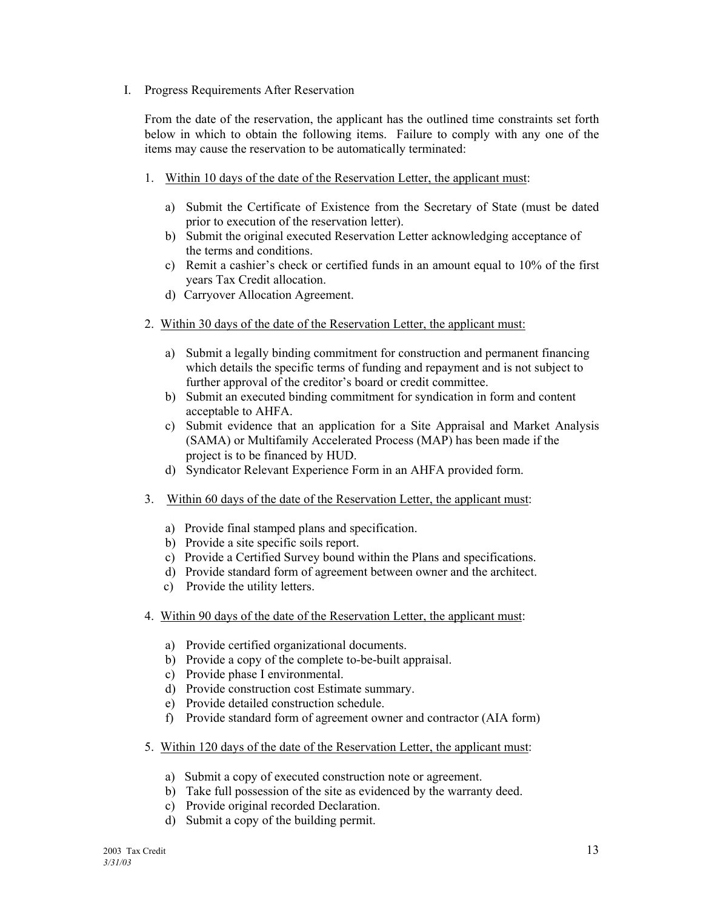I. Progress Requirements After Reservation

From the date of the reservation, the applicant has the outlined time constraints set forth below in which to obtain the following items. Failure to comply with any one of the items may cause the reservation to be automatically terminated:

1. <u>Within 10 days of the date of the Reservation Letter, the applicant must</u>:

   a) Submit the Certificate of Existence from the Secretary of State (must be dated prior to execution of the reservation letter).
   b) Submit the original executed Reservation Letter acknowledging acceptance of the terms and conditions.
   c) Remit a cashier's check or certified funds in an amount equal to 10% of the first years Tax Credit allocation.
   d) Carryover Allocation Agreement.

2. <u>Within 30 days of the date of the Reservation Letter, the applicant must:</u>

   a) Submit a legally binding commitment for construction and permanent financing which details the specific terms of funding and repayment and is not subject to further approval of the creditor's board or credit committee.
   b) Submit an executed binding commitment for syndication in form and content acceptable to AHFA.
   c) Submit evidence that an application for a Site Appraisal and Market Analysis (SAMA) or Multifamily Accelerated Process (MAP) has been made if the project is to be financed by HUD.
   d) Syndicator Relevant Experience Form in an AHFA provided form.

3. <u>Within 60 days of the date of the Reservation Letter, the applicant must</u>:

   a) Provide final stamped plans and specification.
   b) Provide a site specific soils report.
   c) Provide a Certified Survey bound within the Plans and specifications.
   d) Provide standard form of agreement between owner and the architect.
   c) Provide the utility letters.

4. <u>Within 90 days of the date of the Reservation Letter, the applicant must</u>:

   a) Provide certified organizational documents.
   b) Provide a copy of the complete to-be-built appraisal.
   c) Provide phase I environmental.
   d) Provide construction cost Estimate summary.
   e) Provide detailed construction schedule.
   f) Provide standard form of agreement owner and contractor (AIA form)

5. <u>Within 120 days of the date of the Reservation Letter, the applicant must</u>:

   a) Submit a copy of executed construction note or agreement.
   b) Take full possession of the site as evidenced by the warranty deed.
   c) Provide original recorded Declaration.
   d) Submit a copy of the building permit.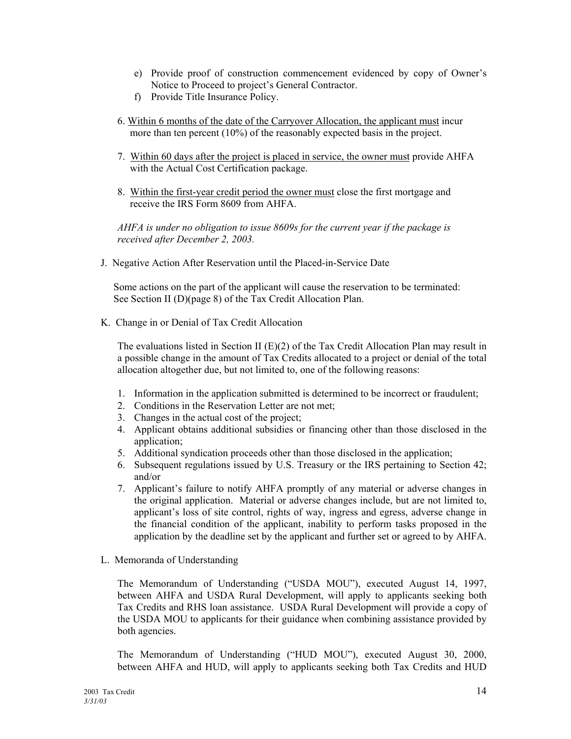e) Provide proof of construction commencement evidenced by copy of Owner's Notice to Proceed to project's General Contractor.
f) Provide Title Insurance Policy.

6. <u>Within 6 months of the date of the Carryover Allocation, the applicant must</u> incur more than ten percent (10%) of the reasonably expected basis in the project.

7. <u>Within 60 days after the project is placed in service, the owner must</u> provide AHFA with the Actual Cost Certification package.

8. <u>Within the first-year credit period the owner must</u> close the first mortgage and receive the IRS Form 8609 from AHFA.

*AHFA is under no obligation to issue 8609s for the current year if the package is received after December 2, 2003.*

J. Negative Action After Reservation until the Placed-in-Service Date

Some actions on the part of the applicant will cause the reservation to be terminated: See Section II (D)(page 8) of the Tax Credit Allocation Plan.

K. Change in or Denial of Tax Credit Allocation

The evaluations listed in Section II (E)(2) of the Tax Credit Allocation Plan may result in a possible change in the amount of Tax Credits allocated to a project or denial of the total allocation altogether due, but not limited to, one of the following reasons:

1. Information in the application submitted is determined to be incorrect or fraudulent;
2. Conditions in the Reservation Letter are not met;
3. Changes in the actual cost of the project;
4. Applicant obtains additional subsidies or financing other than those disclosed in the application;
5. Additional syndication proceeds other than those disclosed in the application;
6. Subsequent regulations issued by U.S. Treasury or the IRS pertaining to Section 42; and/or
7. Applicant's failure to notify AHFA promptly of any material or adverse changes in the original application. Material or adverse changes include, but are not limited to, applicant's loss of site control, rights of way, ingress and egress, adverse change in the financial condition of the applicant, inability to perform tasks proposed in the application by the deadline set by the applicant and further set or agreed to by AHFA.

L. Memoranda of Understanding

The Memorandum of Understanding ("USDA MOU"), executed August 14, 1997, between AHFA and USDA Rural Development, will apply to applicants seeking both Tax Credits and RHS loan assistance. USDA Rural Development will provide a copy of the USDA MOU to applicants for their guidance when combining assistance provided by both agencies.

The Memorandum of Understanding ("HUD MOU"), executed August 30, 2000, between AHFA and HUD, will apply to applicants seeking both Tax Credits and HUD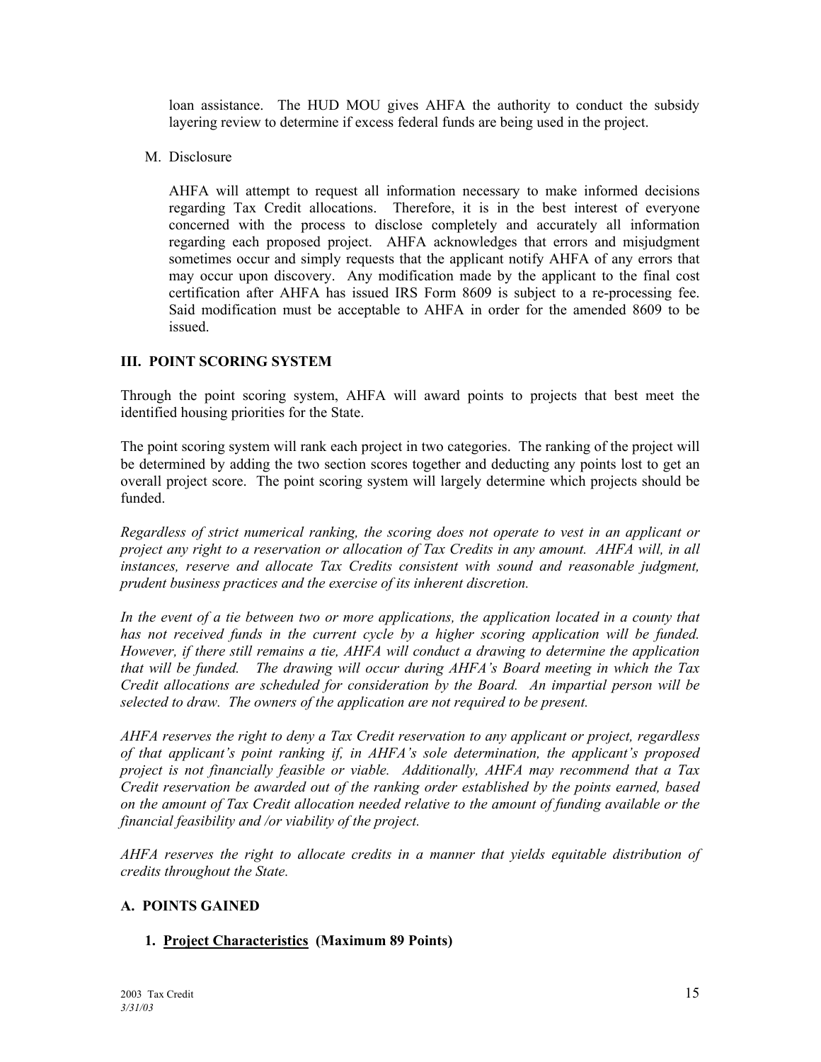loan assistance. The HUD MOU gives AHFA the authority to conduct the subsidy layering review to determine if excess federal funds are being used in the project.

M. Disclosure

AHFA will attempt to request all information necessary to make informed decisions regarding Tax Credit allocations. Therefore, it is in the best interest of everyone concerned with the process to disclose completely and accurately all information regarding each proposed project. AHFA acknowledges that errors and misjudgment sometimes occur and simply requests that the applicant notify AHFA of any errors that may occur upon discovery. Any modification made by the applicant to the final cost certification after AHFA has issued IRS Form 8609 is subject to a re-processing fee. Said modification must be acceptable to AHFA in order for the amended 8609 to be issued.

## III. POINT SCORING SYSTEM

Through the point scoring system, AHFA will award points to projects that best meet the identified housing priorities for the State.

The point scoring system will rank each project in two categories. The ranking of the project will be determined by adding the two section scores together and deducting any points lost to get an overall project score. The point scoring system will largely determine which projects should be funded.

*Regardless of strict numerical ranking, the scoring does not operate to vest in an applicant or project any right to a reservation or allocation of Tax Credits in any amount. AHFA will, in all instances, reserve and allocate Tax Credits consistent with sound and reasonable judgment, prudent business practices and the exercise of its inherent discretion.*

*In the event of a tie between two or more applications, the application located in a county that has not received funds in the current cycle by a higher scoring application will be funded. However, if there still remains a tie, AHFA will conduct a drawing to determine the application that will be funded. The drawing will occur during AHFA's Board meeting in which the Tax Credit allocations are scheduled for consideration by the Board. An impartial person will be selected to draw. The owners of the application are not required to be present.*

*AHFA reserves the right to deny a Tax Credit reservation to any applicant or project, regardless of that applicant's point ranking if, in AHFA's sole determination, the applicant's proposed project is not financially feasible or viable. Additionally, AHFA may recommend that a Tax Credit reservation be awarded out of the ranking order established by the points earned, based on the amount of Tax Credit allocation needed relative to the amount of funding available or the financial feasibility and /or viability of the project.*

*AHFA reserves the right to allocate credits in a manner that yields equitable distribution of credits throughout the State.*

### A. POINTS GAINED

#### 1. <u>Project Characteristics</u> (Maximum 89 Points)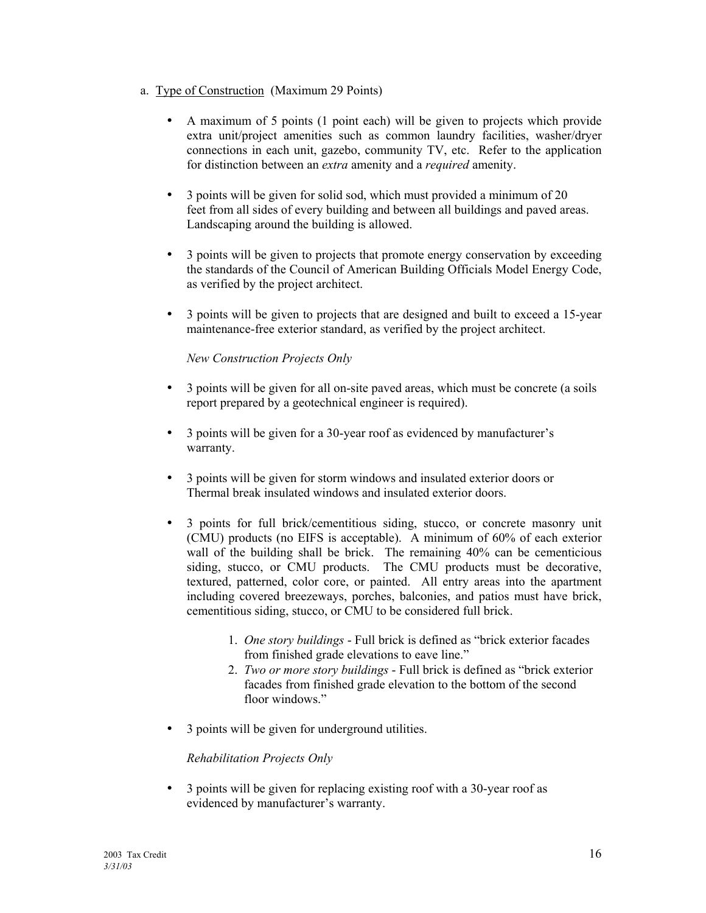a. <u>Type of Construction</u> (Maximum 29 Points)

- A maximum of 5 points (1 point each) will be given to projects which provide extra unit/project amenities such as common laundry facilities, washer/dryer connections in each unit, gazebo, community TV, etc. Refer to the application for distinction between an *extra* amenity and a *required* amenity.

- 3 points will be given for solid sod, which must provided a minimum of 20 feet from all sides of every building and between all buildings and paved areas. Landscaping around the building is allowed.

- 3 points will be given to projects that promote energy conservation by exceeding the standards of the Council of American Building Officials Model Energy Code, as verified by the project architect.

- 3 points will be given to projects that are designed and built to exceed a 15-year maintenance-free exterior standard, as verified by the project architect.

*New Construction Projects Only*

- 3 points will be given for all on-site paved areas, which must be concrete (a soils report prepared by a geotechnical engineer is required).

- 3 points will be given for a 30-year roof as evidenced by manufacturer's warranty.

- 3 points will be given for storm windows and insulated exterior doors or Thermal break insulated windows and insulated exterior doors.

- 3 points for full brick/cementitious siding, stucco, or concrete masonry unit (CMU) products (no EIFS is acceptable). A minimum of 60% of each exterior wall of the building shall be brick. The remaining 40% can be cementicious siding, stucco, or CMU products. The CMU products must be decorative, textured, patterned, color core, or painted. All entry areas into the apartment including covered breezeways, porches, balconies, and patios must have brick, cementitious siding, stucco, or CMU to be considered full brick.

  1. *One story buildings* - Full brick is defined as "brick exterior facades from finished grade elevations to eave line."
  2. *Two or more story buildings* - Full brick is defined as "brick exterior facades from finished grade elevation to the bottom of the second floor windows."

- 3 points will be given for underground utilities.

*Rehabilitation Projects Only*

- 3 points will be given for replacing existing roof with a 30-year roof as evidenced by manufacturer's warranty.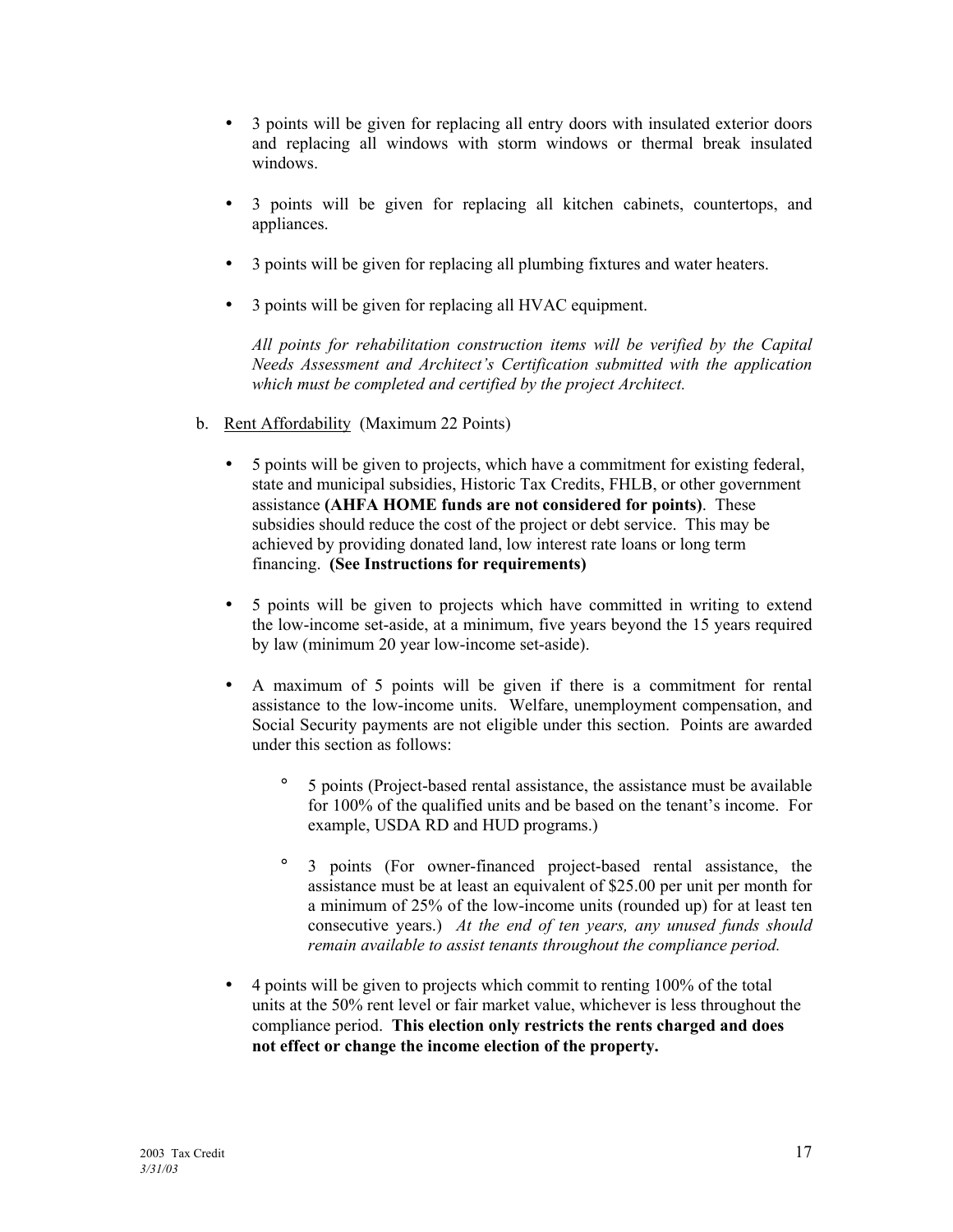- 3 points will be given for replacing all entry doors with insulated exterior doors and replacing all windows with storm windows or thermal break insulated windows.

- 3 points will be given for replacing all kitchen cabinets, countertops, and appliances.

- 3 points will be given for replacing all plumbing fixtures and water heaters.

- 3 points will be given for replacing all HVAC equipment.

  *All points for rehabilitation construction items will be verified by the Capital Needs Assessment and Architect's Certification submitted with the application which must be completed and certified by the project Architect.*

b. <u>Rent Affordability</u> (Maximum 22 Points)

- 5 points will be given to projects, which have a commitment for existing federal, state and municipal subsidies, Historic Tax Credits, FHLB, or other government assistance **(AHFA HOME funds are not considered for points)**. These subsidies should reduce the cost of the project or debt service. This may be achieved by providing donated land, low interest rate loans or long term financing. **(See Instructions for requirements)**

- 5 points will be given to projects which have committed in writing to extend the low-income set-aside, at a minimum, five years beyond the 15 years required by law (minimum 20 year low-income set-aside).

- A maximum of 5 points will be given if there is a commitment for rental assistance to the low-income units. Welfare, unemployment compensation, and Social Security payments are not eligible under this section. Points are awarded under this section as follows:

  - 5 points (Project-based rental assistance, the assistance must be available for 100% of the qualified units and be based on the tenant's income. For example, USDA RD and HUD programs.)

  - 3 points (For owner-financed project-based rental assistance, the assistance must be at least an equivalent of $25.00 per unit per month for a minimum of 25% of the low-income units (rounded up) for at least ten consecutive years.) *At the end of ten years, any unused funds should remain available to assist tenants throughout the compliance period.*

- 4 points will be given to projects which commit to renting 100% of the total units at the 50% rent level or fair market value, whichever is less throughout the compliance period. **This election only restricts the rents charged and does not effect or change the income election of the property.**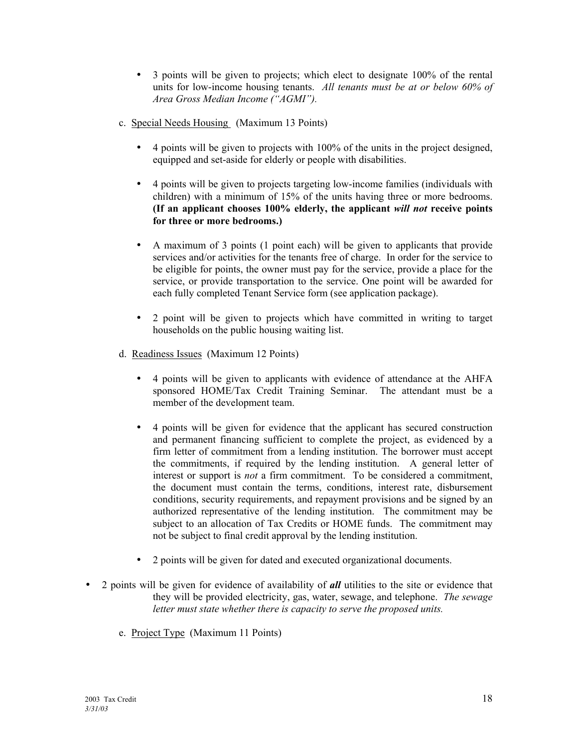- 3 points will be given to projects; which elect to designate 100% of the rental units for low-income housing tenants. *All tenants must be at or below 60% of Area Gross Median Income ("AGMI").*

c. <u>Special Needs Housing</u> (Maximum 13 Points)

- 4 points will be given to projects with 100% of the units in the project designed, equipped and set-aside for elderly or people with disabilities.

- 4 points will be given to projects targeting low-income families (individuals with children) with a minimum of 15% of the units having three or more bedrooms. **(If an applicant chooses 100% elderly, the applicant *will not* receive points for three or more bedrooms.)**

- A maximum of 3 points (1 point each) will be given to applicants that provide services and/or activities for the tenants free of charge. In order for the service to be eligible for points, the owner must pay for the service, provide a place for the service, or provide transportation to the service. One point will be awarded for each fully completed Tenant Service form (see application package).

- 2 point will be given to projects which have committed in writing to target households on the public housing waiting list.

d. <u>Readiness Issues</u> (Maximum 12 Points)

- 4 points will be given to applicants with evidence of attendance at the AHFA sponsored HOME/Tax Credit Training Seminar. The attendant must be a member of the development team.

- 4 points will be given for evidence that the applicant has secured construction and permanent financing sufficient to complete the project, as evidenced by a firm letter of commitment from a lending institution. The borrower must accept the commitments, if required by the lending institution. A general letter of interest or support is *not* a firm commitment. To be considered a commitment, the document must contain the terms, conditions, interest rate, disbursement conditions, security requirements, and repayment provisions and be signed by an authorized representative of the lending institution. The commitment may be subject to an allocation of Tax Credits or HOME funds. The commitment may not be subject to final credit approval by the lending institution.

- 2 points will be given for dated and executed organizational documents.

- 2 points will be given for evidence of availability of ***all*** utilities to the site or evidence that they will be provided electricity, gas, water, sewage, and telephone. *The sewage letter must state whether there is capacity to serve the proposed units.*

e. <u>Project Type</u> (Maximum 11 Points)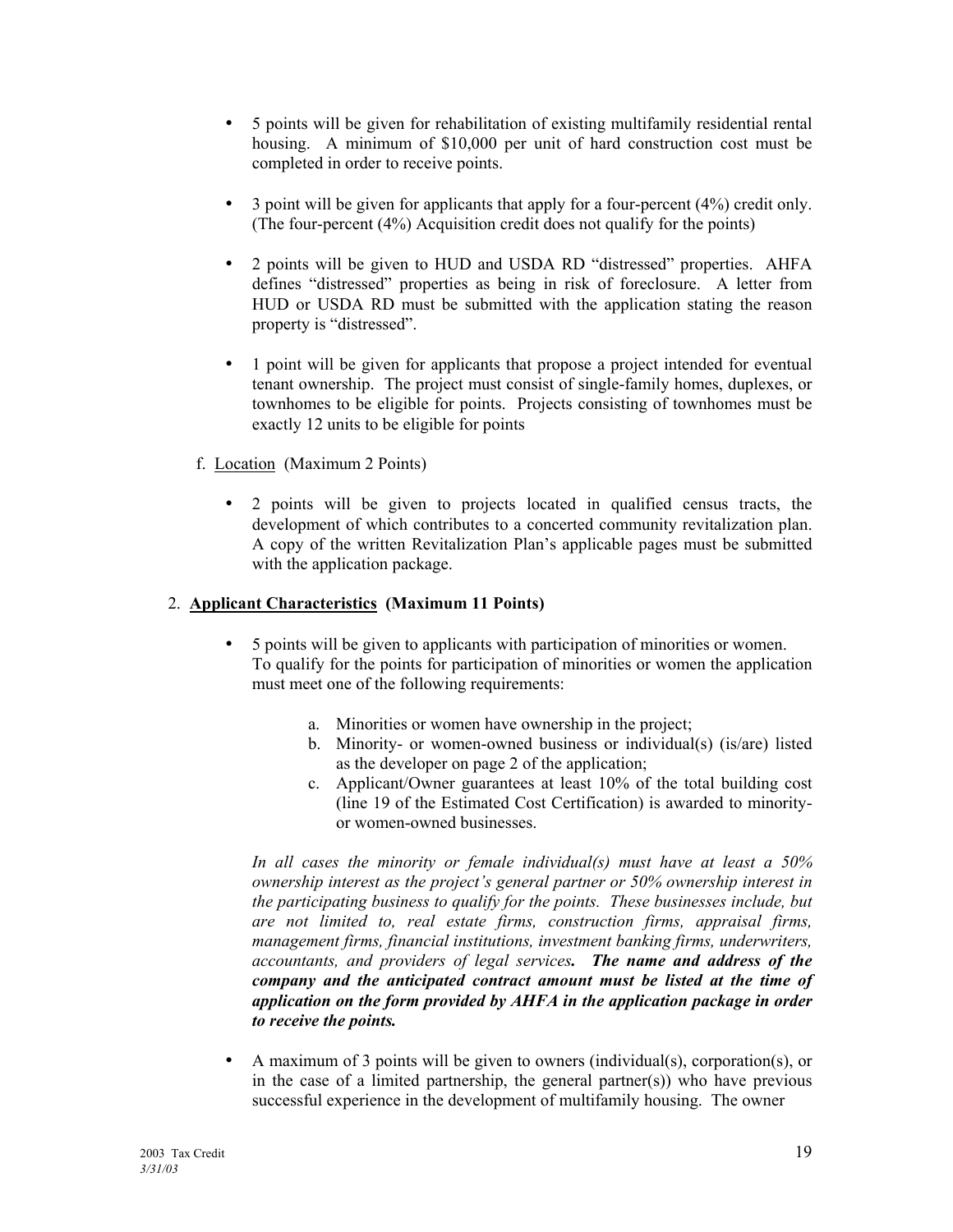- 5 points will be given for rehabilitation of existing multifamily residential rental housing. A minimum of $10,000 per unit of hard construction cost must be completed in order to receive points.

- 3 point will be given for applicants that apply for a four-percent (4%) credit only. (The four-percent (4%) Acquisition credit does not qualify for the points)

- 2 points will be given to HUD and USDA RD "distressed" properties. AHFA defines "distressed" properties as being in risk of foreclosure. A letter from HUD or USDA RD must be submitted with the application stating the reason property is "distressed".

- 1 point will be given for applicants that propose a project intended for eventual tenant ownership. The project must consist of single-family homes, duplexes, or townhomes to be eligible for points. Projects consisting of townhomes must be exactly 12 units to be eligible for points

f. Location (Maximum 2 Points)

- 2 points will be given to projects located in qualified census tracts, the development of which contributes to a concerted community revitalization plan. A copy of the written Revitalization Plan's applicable pages must be submitted with the application package.

2. **Applicant Characteristics (Maximum 11 Points)**

- 5 points will be given to applicants with participation of minorities or women. To qualify for the points for participation of minorities or women the application must meet one of the following requirements:

   a. Minorities or women have ownership in the project;
   b. Minority- or women-owned business or individual(s) (is/are) listed as the developer on page 2 of the application;
   c. Applicant/Owner guarantees at least 10% of the total building cost (line 19 of the Estimated Cost Certification) is awarded to minority- or women-owned businesses.

   *In all cases the minority or female individual(s) must have at least a 50% ownership interest as the project's general partner or 50% ownership interest in the participating business to qualify for the points. These businesses include, but are not limited to, real estate firms, construction firms, appraisal firms, management firms, financial institutions, investment banking firms, underwriters, accountants, and providers of legal services. **The name and address of the company and the anticipated contract amount must be listed at the time of application on the form provided by AHFA in the application package in order to receive the points.***

- A maximum of 3 points will be given to owners (individual(s), corporation(s), or in the case of a limited partnership, the general partner(s)) who have previous successful experience in the development of multifamily housing. The owner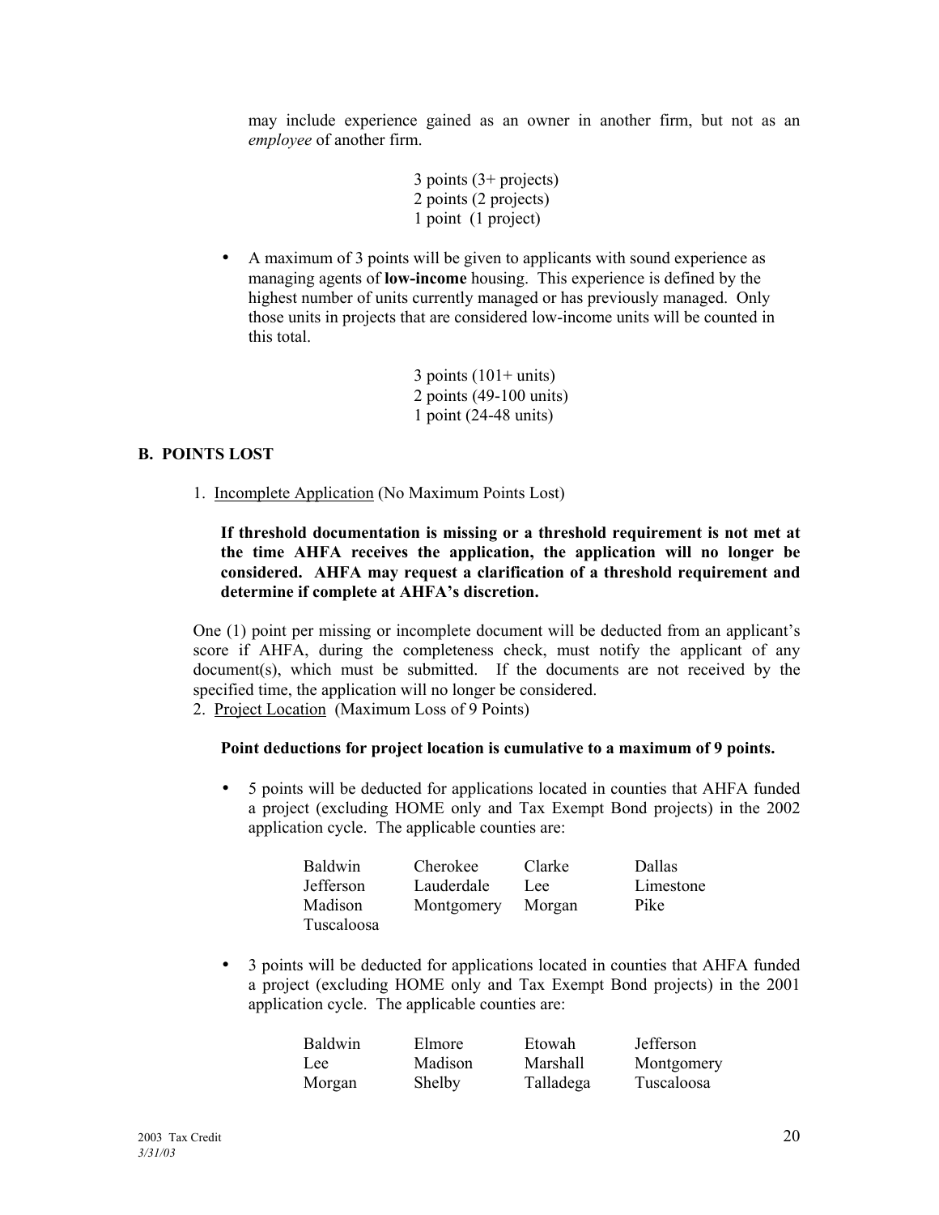may include experience gained as an owner in another firm, but not as an *employee* of another firm.

3 points (3+ projects)
2 points (2 projects)
1 point (1 project)

- A maximum of 3 points will be given to applicants with sound experience as managing agents of **low-income** housing. This experience is defined by the highest number of units currently managed or has previously managed. Only those units in projects that are considered low-income units will be counted in this total.

3 points (101+ units)
2 points (49-100 units)
1 point (24-48 units)

## B. POINTS LOST

1. Incomplete Application (No Maximum Points Lost)

**If threshold documentation is missing or a threshold requirement is not met at the time AHFA receives the application, the application will no longer be considered. AHFA may request a clarification of a threshold requirement and determine if complete at AHFA's discretion.**

One (1) point per missing or incomplete document will be deducted from an applicant's score if AHFA, during the completeness check, must notify the applicant of any document(s), which must be submitted. If the documents are not received by the specified time, the application will no longer be considered.

2. Project Location (Maximum Loss of 9 Points)

**Point deductions for project location is cumulative to a maximum of 9 points.**

- 5 points will be deducted for applications located in counties that AHFA funded a project (excluding HOME only and Tax Exempt Bond projects) in the 2002 application cycle. The applicable counties are:

| | | | |
|---|---|---|---|
| Baldwin | Cherokee | Clarke | Dallas |
| Jefferson | Lauderdale | Lee | Limestone |
| Madison | Montgomery | Morgan | Pike |
| Tuscaloosa | | | |

- 3 points will be deducted for applications located in counties that AHFA funded a project (excluding HOME only and Tax Exempt Bond projects) in the 2001 application cycle. The applicable counties are:

| | | | |
|---|---|---|---|
| Baldwin | Elmore | Etowah | Jefferson |
| Lee | Madison | Marshall | Montgomery |
| Morgan | Shelby | Talladega | Tuscaloosa |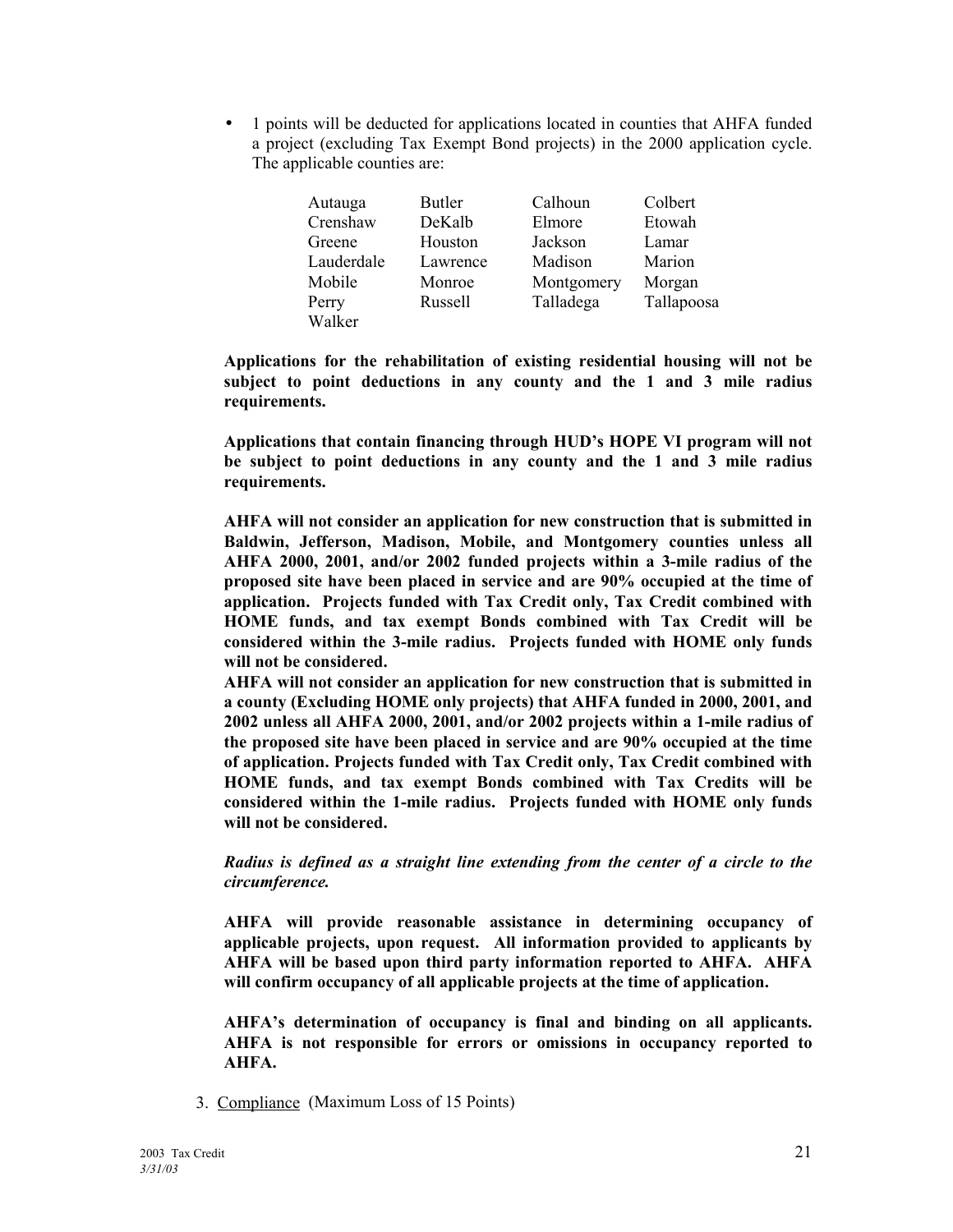- 1 points will be deducted for applications located in counties that AHFA funded a project (excluding Tax Exempt Bond projects) in the 2000 application cycle. The applicable counties are:

| | | | |
|---|---|---|---|
| Autauga | Butler | Calhoun | Colbert |
| Crenshaw | DeKalb | Elmore | Etowah |
| Greene | Houston | Jackson | Lamar |
| Lauderdale | Lawrence | Madison | Marion |
| Mobile | Monroe | Montgomery | Morgan |
| Perry | Russell | Talladega | Tallapoosa |
| Walker | | | |

**Applications for the rehabilitation of existing residential housing will not be subject to point deductions in any county and the 1 and 3 mile radius requirements.**

**Applications that contain financing through HUD's HOPE VI program will not be subject to point deductions in any county and the 1 and 3 mile radius requirements.**

**AHFA will not consider an application for new construction that is submitted in Baldwin, Jefferson, Madison, Mobile, and Montgomery counties unless all AHFA 2000, 2001, and/or 2002 funded projects within a 3-mile radius of the proposed site have been placed in service and are 90% occupied at the time of application. Projects funded with Tax Credit only, Tax Credit combined with HOME funds, and tax exempt Bonds combined with Tax Credit will be considered within the 3-mile radius. Projects funded with HOME only funds will not be considered.**

**AHFA will not consider an application for new construction that is submitted in a county (Excluding HOME only projects) that AHFA funded in 2000, 2001, and 2002 unless all AHFA 2000, 2001, and/or 2002 projects within a 1-mile radius of the proposed site have been placed in service and are 90% occupied at the time of application. Projects funded with Tax Credit only, Tax Credit combined with HOME funds, and tax exempt Bonds combined with Tax Credits will be considered within the 1-mile radius. Projects funded with HOME only funds will not be considered.**

***Radius is defined as a straight line extending from the center of a circle to the circumference.***

**AHFA will provide reasonable assistance in determining occupancy of applicable projects, upon request. All information provided to applicants by AHFA will be based upon third party information reported to AHFA. AHFA will confirm occupancy of all applicable projects at the time of application.**

**AHFA's determination of occupancy is final and binding on all applicants. AHFA is not responsible for errors or omissions in occupancy reported to AHFA.**

3. Compliance (Maximum Loss of 15 Points)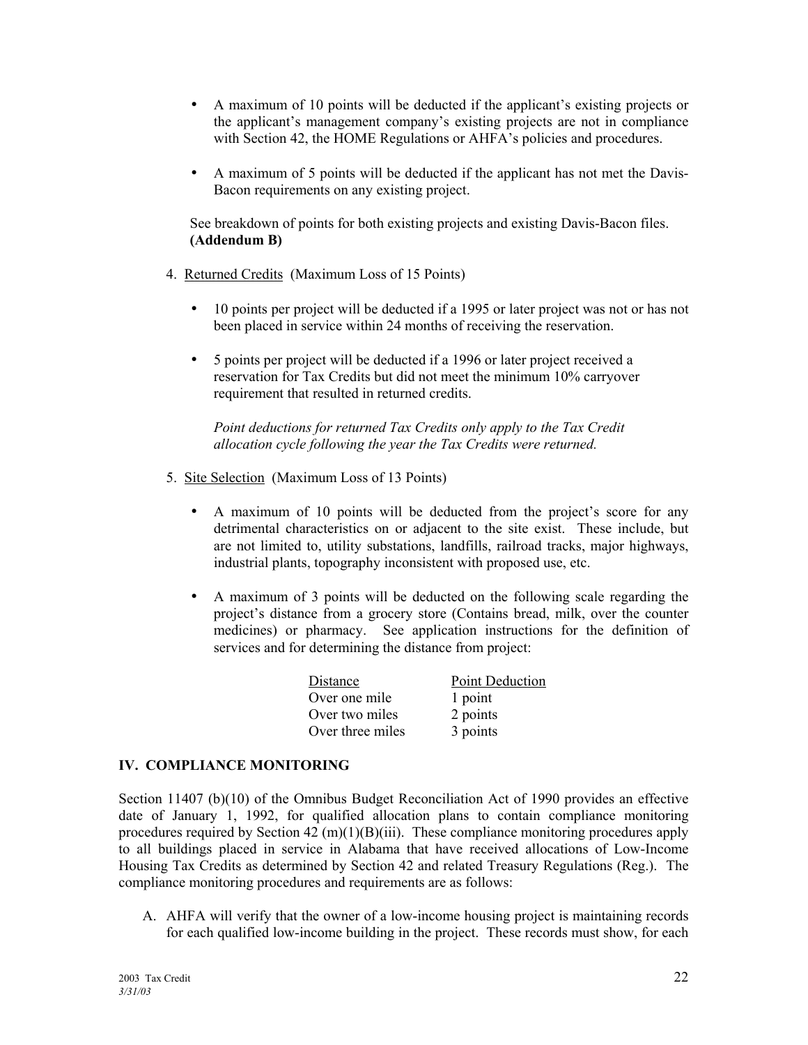- A maximum of 10 points will be deducted if the applicant's existing projects or the applicant's management company's existing projects are not in compliance with Section 42, the HOME Regulations or AHFA's policies and procedures.

- A maximum of 5 points will be deducted if the applicant has not met the Davis-Bacon requirements on any existing project.

See breakdown of points for both existing projects and existing Davis-Bacon files. **(Addendum B)**

4. Returned Credits (Maximum Loss of 15 Points)

   - 10 points per project will be deducted if a 1995 or later project was not or has not been placed in service within 24 months of receiving the reservation.

   - 5 points per project will be deducted if a 1996 or later project received a reservation for Tax Credits but did not meet the minimum 10% carryover requirement that resulted in returned credits.

   *Point deductions for returned Tax Credits only apply to the Tax Credit allocation cycle following the year the Tax Credits were returned.*

5. Site Selection (Maximum Loss of 13 Points)

   - A maximum of 10 points will be deducted from the project's score for any detrimental characteristics on or adjacent to the site exist. These include, but are not limited to, utility substations, landfills, railroad tracks, major highways, industrial plants, topography inconsistent with proposed use, etc.

   - A maximum of 3 points will be deducted on the following scale regarding the project's distance from a grocery store (Contains bread, milk, over the counter medicines) or pharmacy. See application instructions for the definition of services and for determining the distance from project:

| Distance | Point Deduction |
| --- | --- |
| Over one mile | 1 point |
| Over two miles | 2 points |
| Over three miles | 3 points |

## IV. COMPLIANCE MONITORING

Section 11407 (b)(10) of the Omnibus Budget Reconciliation Act of 1990 provides an effective date of January 1, 1992, for qualified allocation plans to contain compliance monitoring procedures required by Section 42 (m)(1)(B)(iii). These compliance monitoring procedures apply to all buildings placed in service in Alabama that have received allocations of Low-Income Housing Tax Credits as determined by Section 42 and related Treasury Regulations (Reg.). The compliance monitoring procedures and requirements are as follows:

A. AHFA will verify that the owner of a low-income housing project is maintaining records for each qualified low-income building in the project. These records must show, for each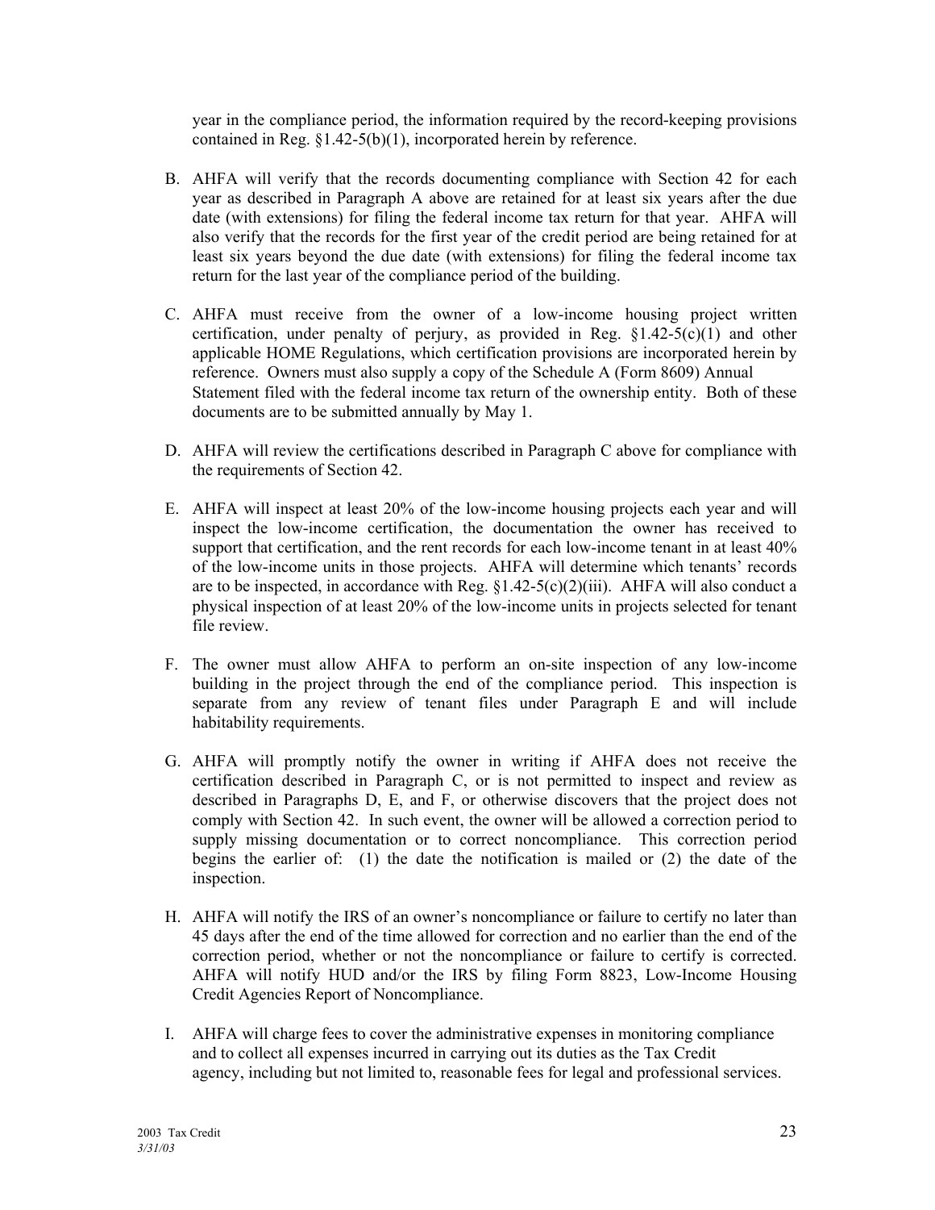year in the compliance period, the information required by the record-keeping provisions contained in Reg. §1.42-5(b)(1), incorporated herein by reference.

B. AHFA will verify that the records documenting compliance with Section 42 for each year as described in Paragraph A above are retained for at least six years after the due date (with extensions) for filing the federal income tax return for that year. AHFA will also verify that the records for the first year of the credit period are being retained for at least six years beyond the due date (with extensions) for filing the federal income tax return for the last year of the compliance period of the building.

C. AHFA must receive from the owner of a low-income housing project written certification, under penalty of perjury, as provided in Reg. §1.42-5(c)(1) and other applicable HOME Regulations, which certification provisions are incorporated herein by reference. Owners must also supply a copy of the Schedule A (Form 8609) Annual Statement filed with the federal income tax return of the ownership entity. Both of these documents are to be submitted annually by May 1.

D. AHFA will review the certifications described in Paragraph C above for compliance with the requirements of Section 42.

E. AHFA will inspect at least 20% of the low-income housing projects each year and will inspect the low-income certification, the documentation the owner has received to support that certification, and the rent records for each low-income tenant in at least 40% of the low-income units in those projects. AHFA will determine which tenants' records are to be inspected, in accordance with Reg. §1.42-5(c)(2)(iii). AHFA will also conduct a physical inspection of at least 20% of the low-income units in projects selected for tenant file review.

F. The owner must allow AHFA to perform an on-site inspection of any low-income building in the project through the end of the compliance period. This inspection is separate from any review of tenant files under Paragraph E and will include habitability requirements.

G. AHFA will promptly notify the owner in writing if AHFA does not receive the certification described in Paragraph C, or is not permitted to inspect and review as described in Paragraphs D, E, and F, or otherwise discovers that the project does not comply with Section 42. In such event, the owner will be allowed a correction period to supply missing documentation or to correct noncompliance. This correction period begins the earlier of: (1) the date the notification is mailed or (2) the date of the inspection.

H. AHFA will notify the IRS of an owner's noncompliance or failure to certify no later than 45 days after the end of the time allowed for correction and no earlier than the end of the correction period, whether or not the noncompliance or failure to certify is corrected. AHFA will notify HUD and/or the IRS by filing Form 8823, Low-Income Housing Credit Agencies Report of Noncompliance.

I. AHFA will charge fees to cover the administrative expenses in monitoring compliance and to collect all expenses incurred in carrying out its duties as the Tax Credit agency, including but not limited to, reasonable fees for legal and professional services.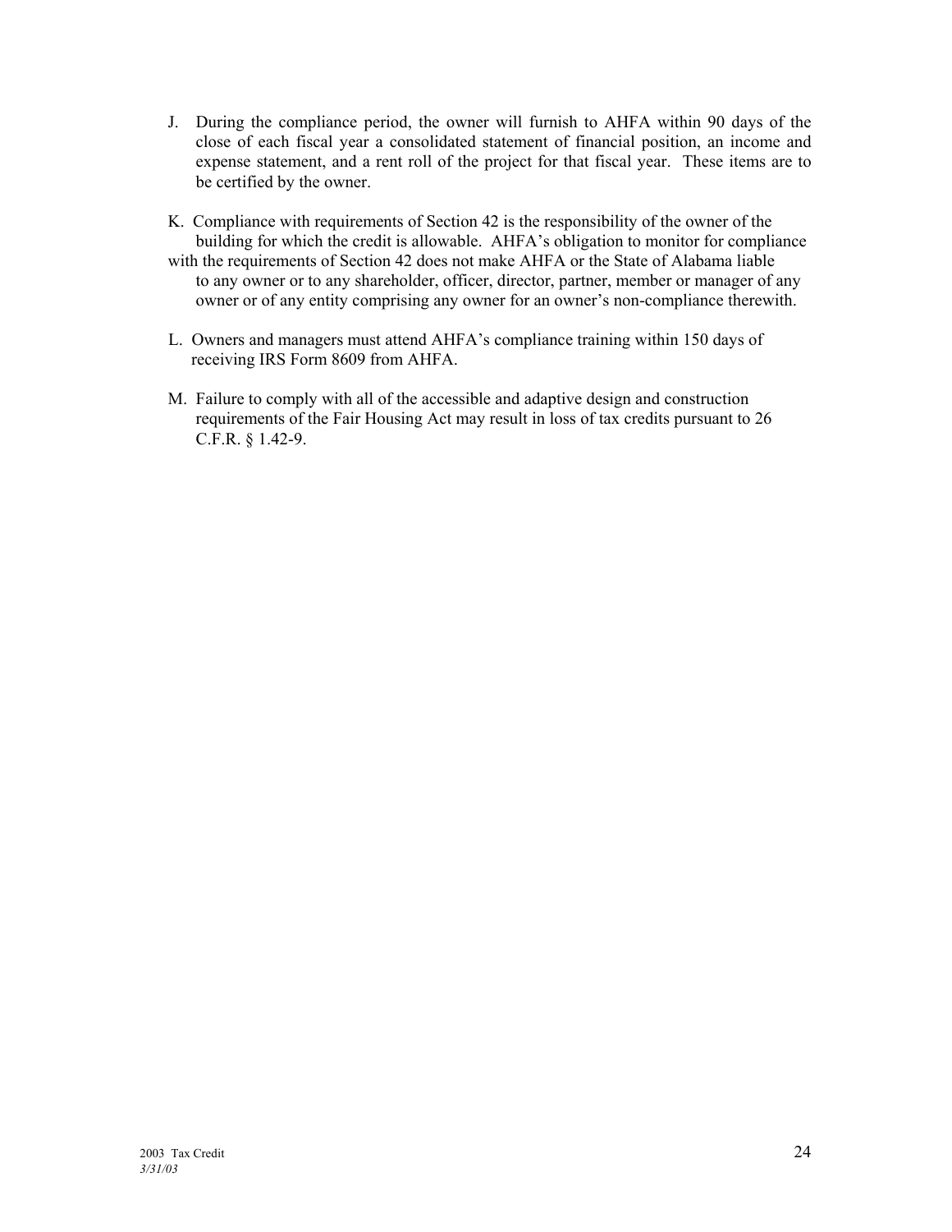J. During the compliance period, the owner will furnish to AHFA within 90 days of the close of each fiscal year a consolidated statement of financial position, an income and expense statement, and a rent roll of the project for that fiscal year. These items are to be certified by the owner.

K. Compliance with requirements of Section 42 is the responsibility of the owner of the building for which the credit is allowable. AHFA's obligation to monitor for compliance with the requirements of Section 42 does not make AHFA or the State of Alabama liable to any owner or to any shareholder, officer, director, partner, member or manager of any owner or of any entity comprising any owner for an owner's non-compliance therewith.

L. Owners and managers must attend AHFA's compliance training within 150 days of receiving IRS Form 8609 from AHFA.

M. Failure to comply with all of the accessible and adaptive design and construction requirements of the Fair Housing Act may result in loss of tax credits pursuant to 26 C.F.R. § 1.42-9.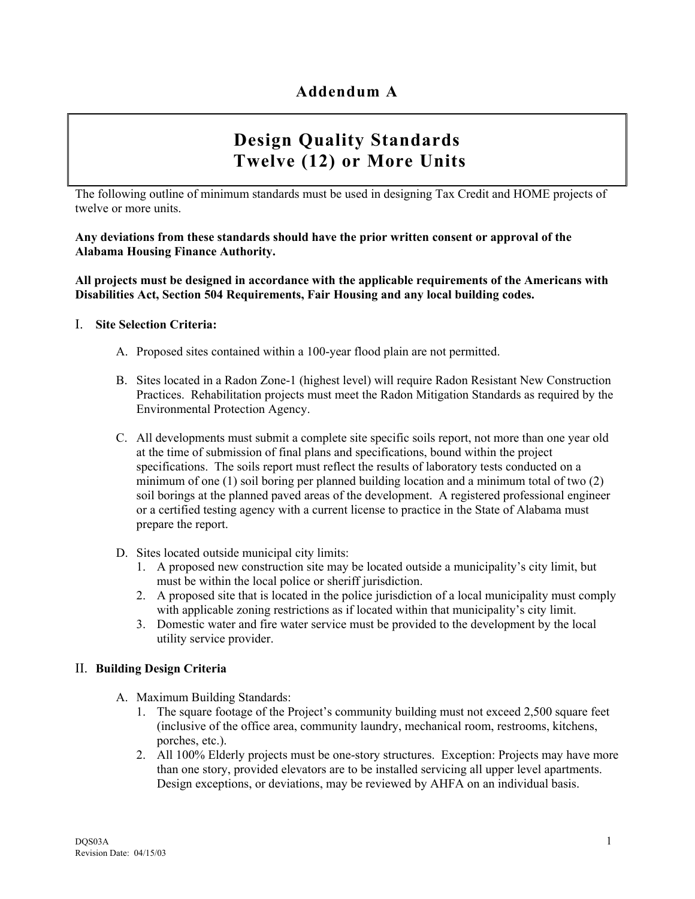# Addendum A

## Design Quality Standards
## Twelve (12) or More Units

The following outline of minimum standards must be used in designing Tax Credit and HOME projects of twelve or more units.

**Any deviations from these standards should have the prior written consent or approval of the Alabama Housing Finance Authority.**

**All projects must be designed in accordance with the applicable requirements of the Americans with Disabilities Act, Section 504 Requirements, Fair Housing and any local building codes.**

I. **Site Selection Criteria:**

A. Proposed sites contained within a 100-year flood plain are not permitted.

B. Sites located in a Radon Zone-1 (highest level) will require Radon Resistant New Construction Practices. Rehabilitation projects must meet the Radon Mitigation Standards as required by the Environmental Protection Agency.

C. All developments must submit a complete site specific soils report, not more than one year old at the time of submission of final plans and specifications, bound within the project specifications. The soils report must reflect the results of laboratory tests conducted on a minimum of one (1) soil boring per planned building location and a minimum total of two (2) soil borings at the planned paved areas of the development. A registered professional engineer or a certified testing agency with a current license to practice in the State of Alabama must prepare the report.

D. Sites located outside municipal city limits:
   1. A proposed new construction site may be located outside a municipality's city limit, but must be within the local police or sheriff jurisdiction.
   2. A proposed site that is located in the police jurisdiction of a local municipality must comply with applicable zoning restrictions as if located within that municipality's city limit.
   3. Domestic water and fire water service must be provided to the development by the local utility service provider.

II. **Building Design Criteria**

A. Maximum Building Standards:
   1. The square footage of the Project's community building must not exceed 2,500 square feet (inclusive of the office area, community laundry, mechanical room, restrooms, kitchens, porches, etc.).
   2. All 100% Elderly projects must be one-story structures. Exception: Projects may have more than one story, provided elevators are to be installed servicing all upper level apartments. Design exceptions, or deviations, may be reviewed by AHFA on an individual basis.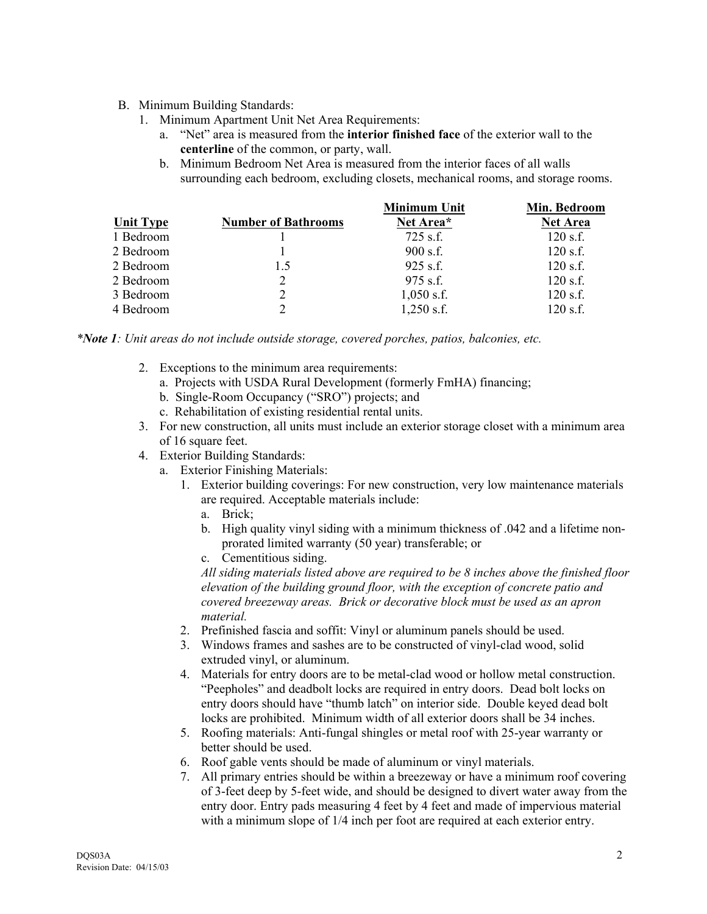B. Minimum Building Standards:
   1. Minimum Apartment Unit Net Area Requirements:
      a. "Net" area is measured from the **interior finished face** of the exterior wall to the **centerline** of the common, or party, wall.
      b. Minimum Bedroom Net Area is measured from the interior faces of all walls surrounding each bedroom, excluding closets, mechanical rooms, and storage rooms.

| Unit Type | Number of Bathrooms | Minimum Unit Net Area* | Min. Bedroom Net Area |
|---|---|---|---|
| 1 Bedroom | 1 | 725 s.f. | 120 s.f. |
| 2 Bedroom | 1 | 900 s.f. | 120 s.f. |
| 2 Bedroom | 1.5 | 925 s.f. | 120 s.f. |
| 2 Bedroom | 2 | 975 s.f. | 120 s.f. |
| 3 Bedroom | 2 | 1,050 s.f. | 120 s.f. |
| 4 Bedroom | 2 | 1,250 s.f. | 120 s.f. |

*\*Note 1: Unit areas do not include outside storage, covered porches, patios, balconies, etc.*

   2. Exceptions to the minimum area requirements:
      a. Projects with USDA Rural Development (formerly FmHA) financing;
      b. Single-Room Occupancy ("SRO") projects; and
      c. Rehabilitation of existing residential rental units.
   3. For new construction, all units must include an exterior storage closet with a minimum area of 16 square feet.
   4. Exterior Building Standards:
      a. Exterior Finishing Materials:
         1. Exterior building coverings: For new construction, very low maintenance materials are required. Acceptable materials include:
            a. Brick;
            b. High quality vinyl siding with a minimum thickness of .042 and a lifetime non-prorated limited warranty (50 year) transferable; or
            c. Cementitious siding.

            *All siding materials listed above are required to be 8 inches above the finished floor elevation of the building ground floor, with the exception of concrete patio and covered breezeway areas. Brick or decorative block must be used as an apron material.*
         2. Prefinished fascia and soffit: Vinyl or aluminum panels should be used.
         3. Windows frames and sashes are to be constructed of vinyl-clad wood, solid extruded vinyl, or aluminum.
         4. Materials for entry doors are to be metal-clad wood or hollow metal construction. "Peepholes" and deadbolt locks are required in entry doors. Dead bolt locks on entry doors should have "thumb latch" on interior side. Double keyed dead bolt locks are prohibited. Minimum width of all exterior doors shall be 34 inches.
         5. Roofing materials: Anti-fungal shingles or metal roof with 25-year warranty or better should be used.
         6. Roof gable vents should be made of aluminum or vinyl materials.
         7. All primary entries should be within a breezeway or have a minimum roof covering of 3-feet deep by 5-feet wide, and should be designed to divert water away from the entry door. Entry pads measuring 4 feet by 4 feet and made of impervious material with a minimum slope of 1/4 inch per foot are required at each exterior entry.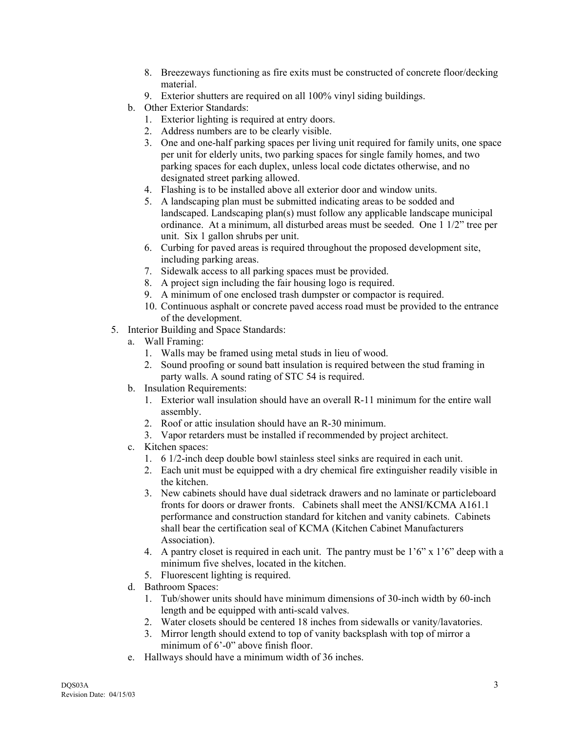8. Breezeways functioning as fire exits must be constructed of concrete floor/decking material.
9. Exterior shutters are required on all 100% vinyl siding buildings.

b. Other Exterior Standards:
   1. Exterior lighting is required at entry doors.
   2. Address numbers are to be clearly visible.
   3. One and one-half parking spaces per living unit required for family units, one space per unit for elderly units, two parking spaces for single family homes, and two parking spaces for each duplex, unless local code dictates otherwise, and no designated street parking allowed.
   4. Flashing is to be installed above all exterior door and window units.
   5. A landscaping plan must be submitted indicating areas to be sodded and landscaped. Landscaping plan(s) must follow any applicable landscape municipal ordinance. At a minimum, all disturbed areas must be seeded. One 1 1/2" tree per unit. Six 1 gallon shrubs per unit.
   6. Curbing for paved areas is required throughout the proposed development site, including parking areas.
   7. Sidewalk access to all parking spaces must be provided.
   8. A project sign including the fair housing logo is required.
   9. A minimum of one enclosed trash dumpster or compactor is required.
   10. Continuous asphalt or concrete paved access road must be provided to the entrance of the development.

5. Interior Building and Space Standards:
   a. Wall Framing:
      1. Walls may be framed using metal studs in lieu of wood.
      2. Sound proofing or sound batt insulation is required between the stud framing in party walls. A sound rating of STC 54 is required.
   b. Insulation Requirements:
      1. Exterior wall insulation should have an overall R-11 minimum for the entire wall assembly.
      2. Roof or attic insulation should have an R-30 minimum.
      3. Vapor retarders must be installed if recommended by project architect.
   c. Kitchen spaces:
      1. 6 1/2-inch deep double bowl stainless steel sinks are required in each unit.
      2. Each unit must be equipped with a dry chemical fire extinguisher readily visible in the kitchen.
      3. New cabinets should have dual sidetrack drawers and no laminate or particleboard fronts for doors or drawer fronts. Cabinets shall meet the ANSI/KCMA A161.1 performance and construction standard for kitchen and vanity cabinets. Cabinets shall bear the certification seal of KCMA (Kitchen Cabinet Manufacturers Association).
      4. A pantry closet is required in each unit. The pantry must be 1'6" x 1'6" deep with a minimum five shelves, located in the kitchen.
      5. Fluorescent lighting is required.
   d. Bathroom Spaces:
      1. Tub/shower units should have minimum dimensions of 30-inch width by 60-inch length and be equipped with anti-scald valves.
      2. Water closets should be centered 18 inches from sidewalls or vanity/lavatories.
      3. Mirror length should extend to top of vanity backsplash with top of mirror a minimum of 6'-0" above finish floor.
   e. Hallways should have a minimum width of 36 inches.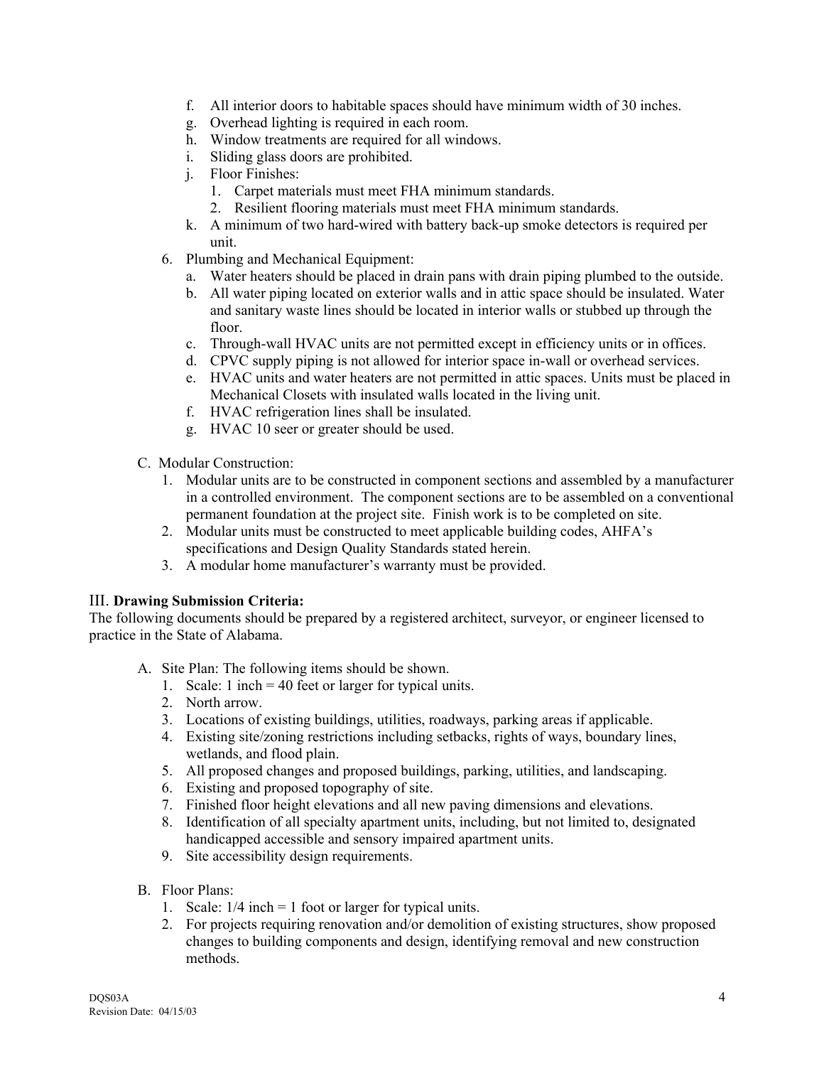f. All interior doors to habitable spaces should have minimum width of 30 inches.
   g. Overhead lighting is required in each room.
   h. Window treatments are required for all windows.
   i. Sliding glass doors are prohibited.
   j. Floor Finishes:
      1. Carpet materials must meet FHA minimum standards.
      2. Resilient flooring materials must meet FHA minimum standards.
   k. A minimum of two hard-wired with battery back-up smoke detectors is required per unit.

6. Plumbing and Mechanical Equipment:
   a. Water heaters should be placed in drain pans with drain piping plumbed to the outside.
   b. All water piping located on exterior walls and in attic space should be insulated. Water and sanitary waste lines should be located in interior walls or stubbed up through the floor.
   c. Through-wall HVAC units are not permitted except in efficiency units or in offices.
   d. CPVC supply piping is not allowed for interior space in-wall or overhead services.
   e. HVAC units and water heaters are not permitted in attic spaces. Units must be placed in Mechanical Closets with insulated walls located in the living unit.
   f. HVAC refrigeration lines shall be insulated.
   g. HVAC 10 seer or greater should be used.

C. Modular Construction:
   1. Modular units are to be constructed in component sections and assembled by a manufacturer in a controlled environment. The component sections are to be assembled on a conventional permanent foundation at the project site. Finish work is to be completed on site.
   2. Modular units must be constructed to meet applicable building codes, AHFA's specifications and Design Quality Standards stated herein.
   3. A modular home manufacturer's warranty must be provided.

## III. **Drawing Submission Criteria:**

The following documents should be prepared by a registered architect, surveyor, or engineer licensed to practice in the State of Alabama.

A. Site Plan: The following items should be shown.
   1. Scale: 1 inch = 40 feet or larger for typical units.
   2. North arrow.
   3. Locations of existing buildings, utilities, roadways, parking areas if applicable.
   4. Existing site/zoning restrictions including setbacks, rights of ways, boundary lines, wetlands, and flood plain.
   5. All proposed changes and proposed buildings, parking, utilities, and landscaping.
   6. Existing and proposed topography of site.
   7. Finished floor height elevations and all new paving dimensions and elevations.
   8. Identification of all specialty apartment units, including, but not limited to, designated handicapped accessible and sensory impaired apartment units.
   9. Site accessibility design requirements.

B. Floor Plans:
   1. Scale: 1/4 inch = 1 foot or larger for typical units.
   2. For projects requiring renovation and/or demolition of existing structures, show proposed changes to building components and design, identifying removal and new construction methods.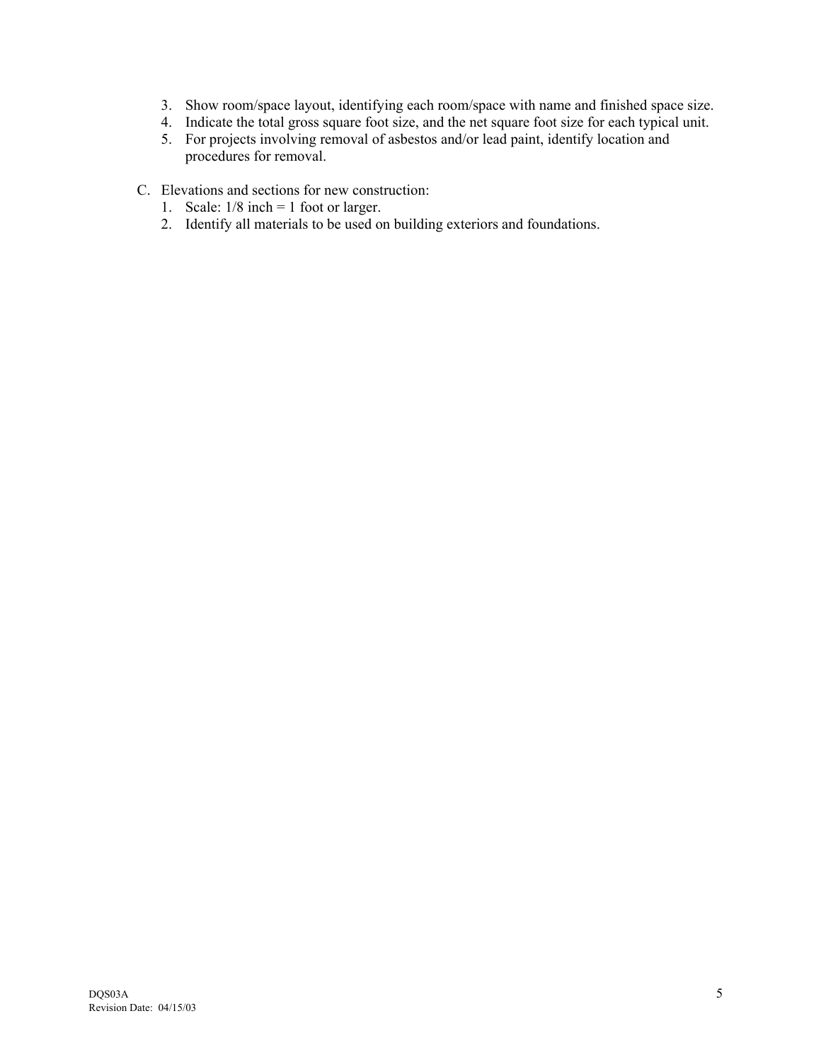3. Show room/space layout, identifying each room/space with name and finished space size.
4. Indicate the total gross square foot size, and the net square foot size for each typical unit.
5. For projects involving removal of asbestos and/or lead paint, identify location and procedures for removal.

C. Elevations and sections for new construction:
   1. Scale: 1/8 inch = 1 foot or larger.
   2. Identify all materials to be used on building exteriors and foundations.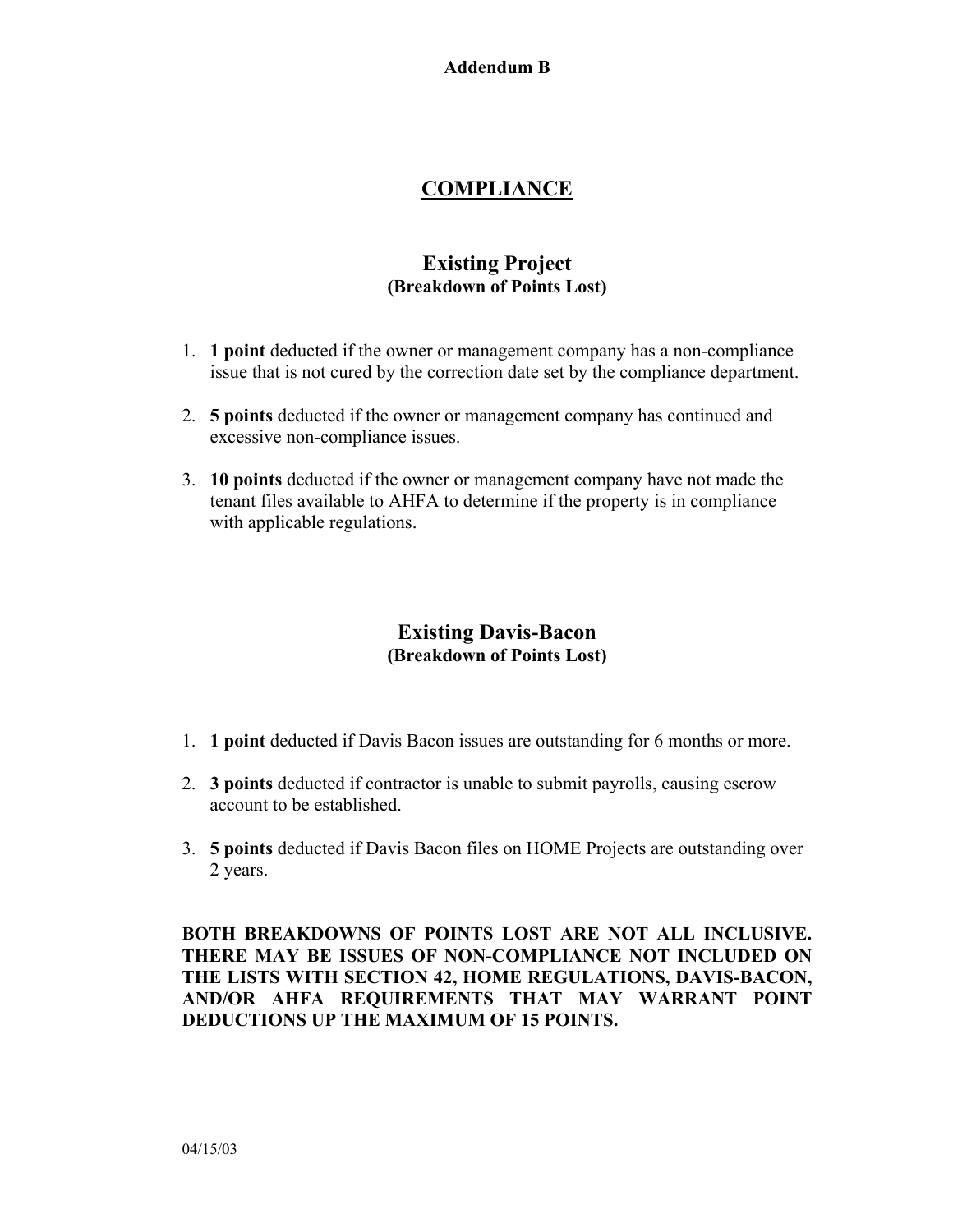**Addendum B**

# COMPLIANCE

## Existing Project
**(Breakdown of Points Lost)**

1. **1 point** deducted if the owner or management company has a non-compliance issue that is not cured by the correction date set by the compliance department.

2. **5 points** deducted if the owner or management company has continued and excessive non-compliance issues.

3. **10 points** deducted if the owner or management company have not made the tenant files available to AHFA to determine if the property is in compliance with applicable regulations.

## Existing Davis-Bacon
**(Breakdown of Points Lost)**

1. **1 point** deducted if Davis Bacon issues are outstanding for 6 months or more.

2. **3 points** deducted if contractor is unable to submit payrolls, causing escrow account to be established.

3. **5 points** deducted if Davis Bacon files on HOME Projects are outstanding over 2 years.

**BOTH BREAKDOWNS OF POINTS LOST ARE NOT ALL INCLUSIVE. THERE MAY BE ISSUES OF NON-COMPLIANCE NOT INCLUDED ON THE LISTS WITH SECTION 42, HOME REGULATIONS, DAVIS-BACON, AND/OR AHFA REQUIREMENTS THAT MAY WARRANT POINT DEDUCTIONS UP THE MAXIMUM OF 15 POINTS.**

04/15/03